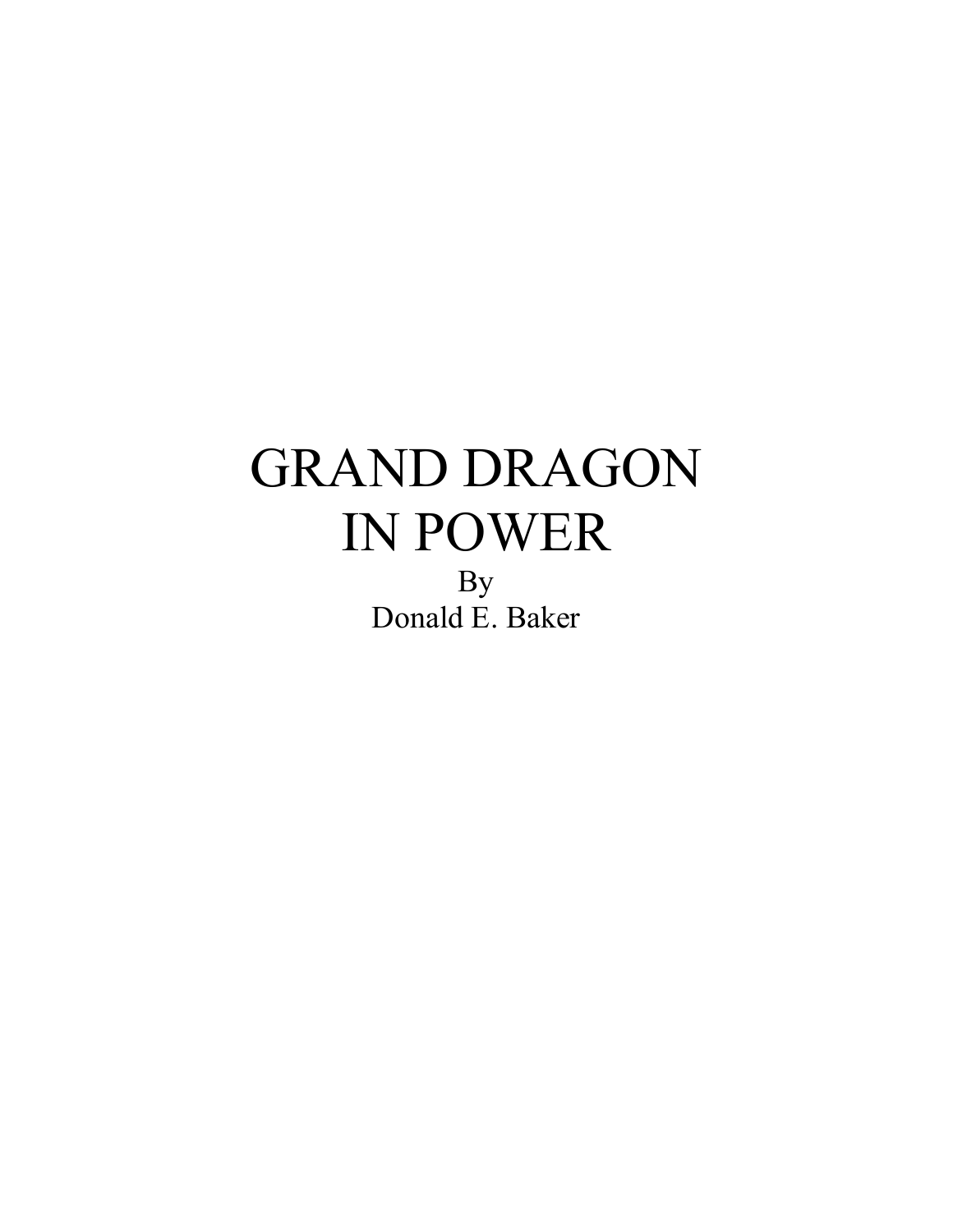# GRAND DRAGON IN POWER

By

Donald E. Baker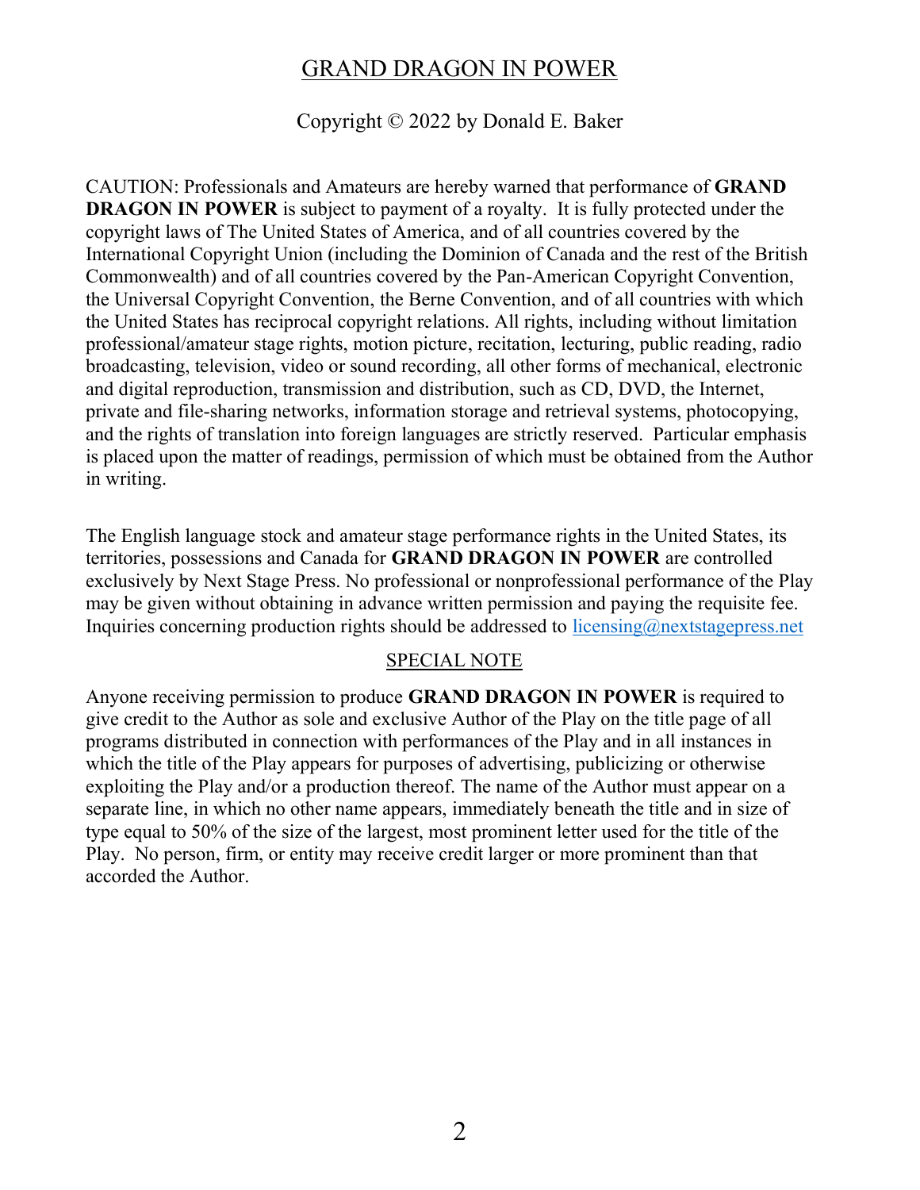# GRAND DRAGON IN POWER

Copyright © 2022 by Donald E. Baker

CAUTION: Professionals and Amateurs are hereby warned that performance of **GRAND DRAGON IN POWER** is subject to payment of a royalty. It is fully protected under the copyright laws of The United States of America, and of all countries covered by the International Copyright Union (including the Dominion of Canada and the rest of the British Commonwealth) and of all countries covered by the Pan-American Copyright Convention, the Universal Copyright Convention, the Berne Convention, and of all countries with which the United States has reciprocal copyright relations. All rights, including without limitation professional/amateur stage rights, motion picture, recitation, lecturing, public reading, radio broadcasting, television, video or sound recording, all other forms of mechanical, electronic and digital reproduction, transmission and distribution, such as CD, DVD, the Internet, private and file-sharing networks, information storage and retrieval systems, photocopying, and the rights of translation into foreign languages are strictly reserved. Particular emphasis is placed upon the matter of readings, permission of which must be obtained from the Author in writing.

The English language stock and amateur stage performance rights in the United States, its territories, possessions and Canada for **GRAND DRAGON IN POWER** are controlled exclusively by Next Stage Press. No professional or nonprofessional performance of the Play may be given without obtaining in advance written permission and paying the requisite fee. Inquiries concerning production rights should be addressed to licensing@nextstagepress.net

## SPECIAL NOTE

Anyone receiving permission to produce **GRAND DRAGON IN POWER** is required to give credit to the Author as sole and exclusive Author of the Play on the title page of all programs distributed in connection with performances of the Play and in all instances in which the title of the Play appears for purposes of advertising, publicizing or otherwise exploiting the Play and/or a production thereof. The name of the Author must appear on a separate line, in which no other name appears, immediately beneath the title and in size of type equal to 50% of the size of the largest, most prominent letter used for the title of the Play. No person, firm, or entity may receive credit larger or more prominent than that accorded the Author.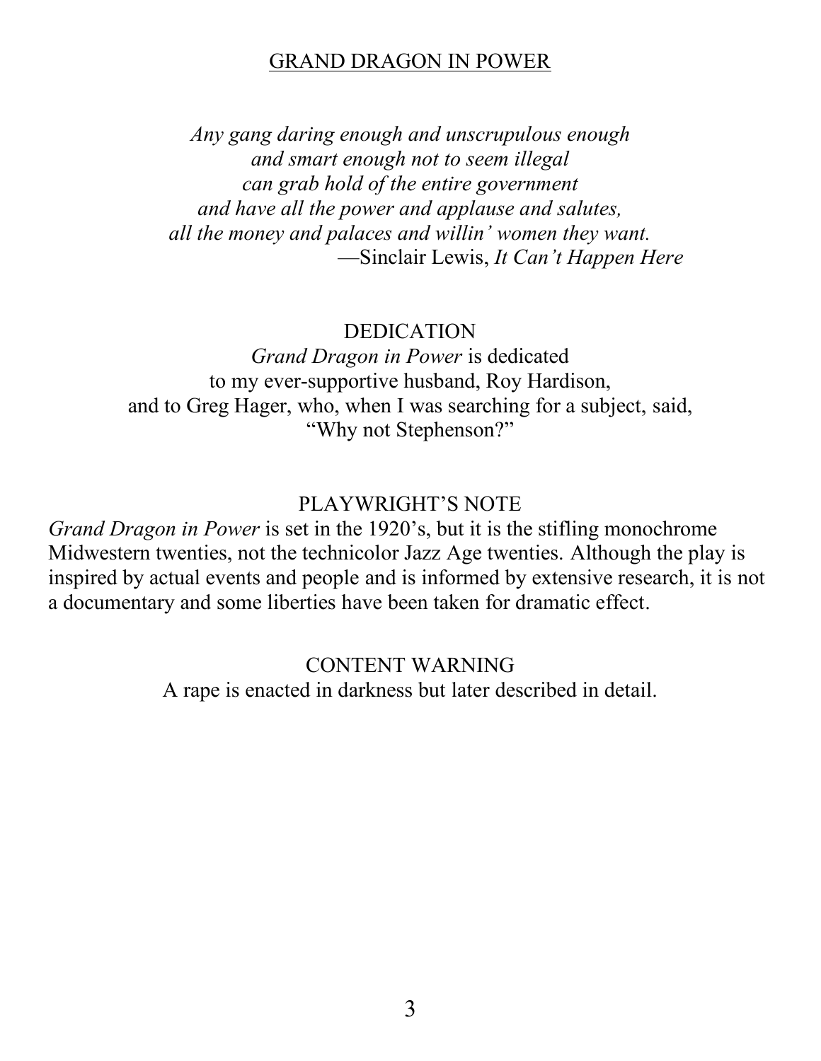# GRAND DRAGON IN POWER

*Any gang daring enough and unscrupulous enough*
*and smart enough not to seem illegal*
*can grab hold of the entire government*
*and have all the power and applause and salutes,*
*all the money and palaces and willin' women they want.*
—Sinclair Lewis, *It Can't Happen Here*

## DEDICATION

*Grand Dragon in Power* is dedicated
to my ever-supportive husband, Roy Hardison,
and to Greg Hager, who, when I was searching for a subject, said,
"Why not Stephenson?"

## PLAYWRIGHT'S NOTE

*Grand Dragon in Power* is set in the 1920's, but it is the stifling monochrome Midwestern twenties, not the technicolor Jazz Age twenties. Although the play is inspired by actual events and people and is informed by extensive research, it is not a documentary and some liberties have been taken for dramatic effect.

## CONTENT WARNING

A rape is enacted in darkness but later described in detail.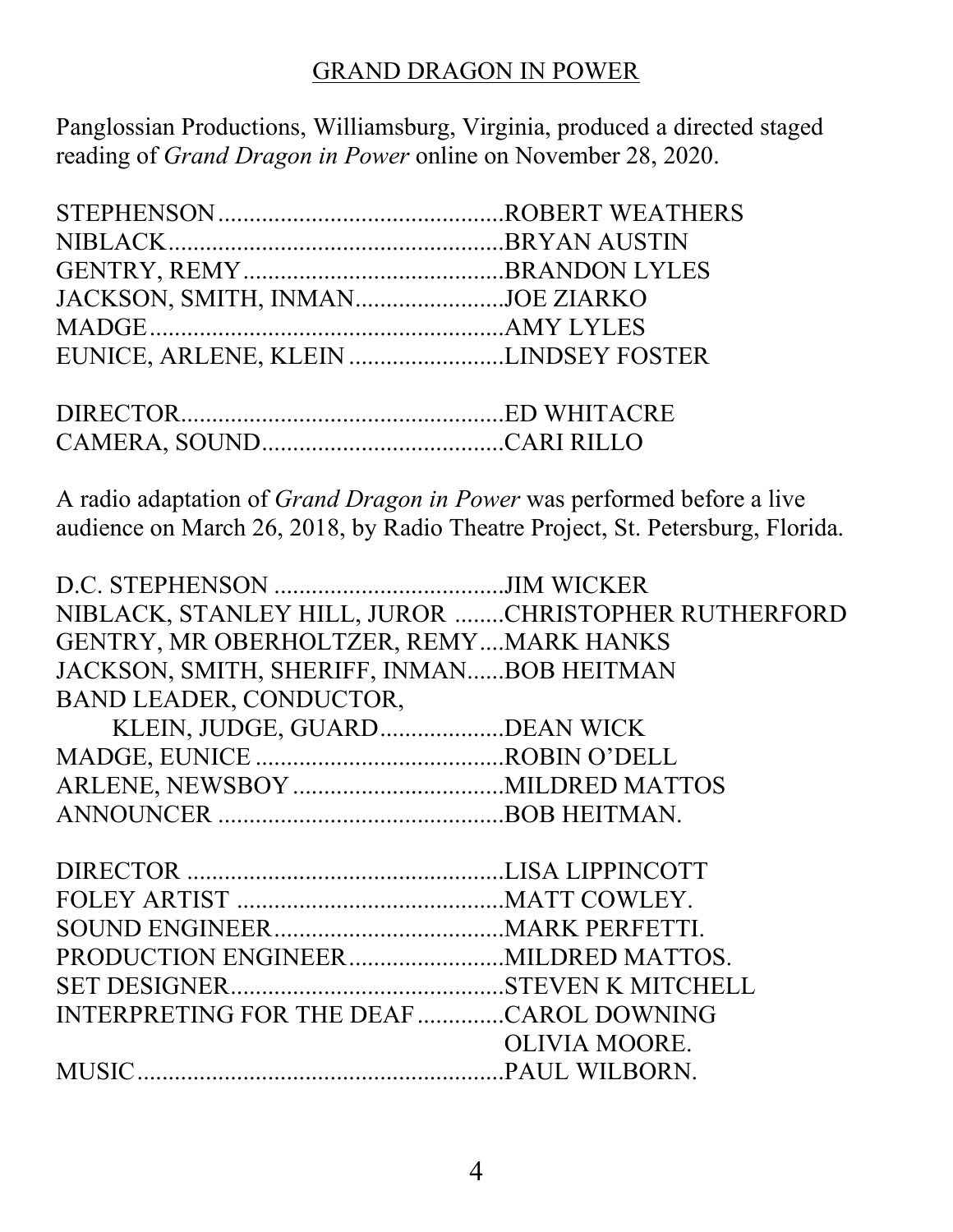## GRAND DRAGON IN POWER

Panglossian Productions, Williamsburg, Virginia, produced a directed staged reading of *Grand Dragon in Power* online on November 28, 2020.

STEPHENSON..............................................ROBERT WEATHERS
NIBLACK......................................................BRYAN AUSTIN
GENTRY, REMY..........................................BRANDON LYLES
JACKSON, SMITH, INMAN........................JOE ZIARKO
MADGE.........................................................AMY LYLES
EUNICE, ARLENE, KLEIN .........................LINDSEY FOSTER

DIRECTOR....................................................ED WHITACRE
CAMERA, SOUND.......................................CARI RILLO

A radio adaptation of *Grand Dragon in Power* was performed before a live audience on March 26, 2018, by Radio Theatre Project, St. Petersburg, Florida.

D.C. STEPHENSON ....................................JIM WICKER
NIBLACK, STANLEY HILL, JUROR ........CHRISTOPHER RUTHERFORD
GENTRY, MR OBERHOLTZER, REMY....MARK HANKS
JACKSON, SMITH, SHERIFF, INMAN......BOB HEITMAN
BAND LEADER, CONDUCTOR,
KLEIN, JUDGE, GUARD....................DEAN WICK
MADGE, EUNICE .........................................ROBIN O'DELL
ARLENE, NEWSBOY ..................................MILDRED MATTOS
ANNOUNCER ..............................................BOB HEITMAN.

DIRECTOR ...................................................LISA LIPPINCOTT
FOLEY ARTIST ...........................................MATT COWLEY.
SOUND ENGINEER.....................................MARK PERFETTI.
PRODUCTION ENGINEER.........................MILDRED MATTOS.
SET DESIGNER............................................STEVEN K MITCHELL
INTERPRETING FOR THE DEAF..............CAROL DOWNING
OLIVIA MOORE.
MUSIC...........................................................PAUL WILBORN.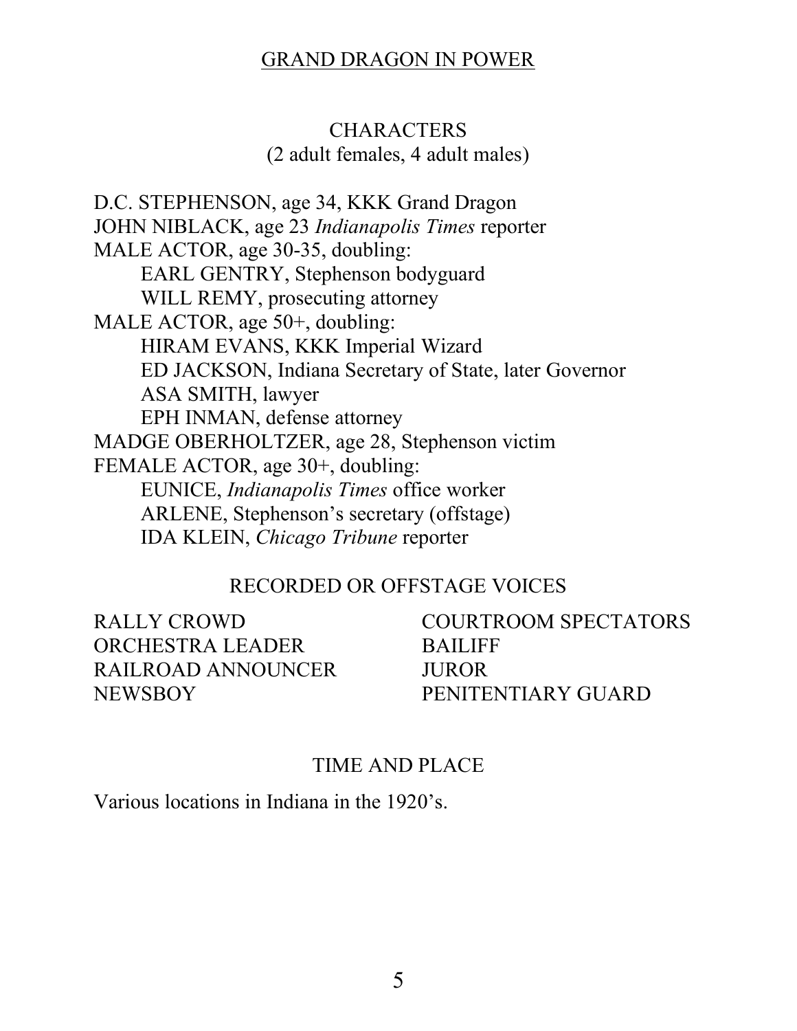# GRAND DRAGON IN POWER

## CHARACTERS

(2 adult females, 4 adult males)

D.C. STEPHENSON, age 34, KKK Grand Dragon
JOHN NIBLACK, age 23 *Indianapolis Times* reporter
MALE ACTOR, age 30-35, doubling:
    EARL GENTRY, Stephenson bodyguard
    WILL REMY, prosecuting attorney
MALE ACTOR, age 50+, doubling:
    HIRAM EVANS, KKK Imperial Wizard
    ED JACKSON, Indiana Secretary of State, later Governor
    ASA SMITH, lawyer
    EPH INMAN, defense attorney
MADGE OBERHOLTZER, age 28, Stephenson victim
FEMALE ACTOR, age 30+, doubling:
    EUNICE, *Indianapolis Times* office worker
    ARLENE, Stephenson's secretary (offstage)
    IDA KLEIN, *Chicago Tribune* reporter

## RECORDED OR OFFSTAGE VOICES

RALLY CROWD
ORCHESTRA LEADER
RAILROAD ANNOUNCER
NEWSBOY
COURTROOM SPECTATORS
BAILIFF
JUROR
PENITENTIARY GUARD

## TIME AND PLACE

Various locations in Indiana in the 1920's.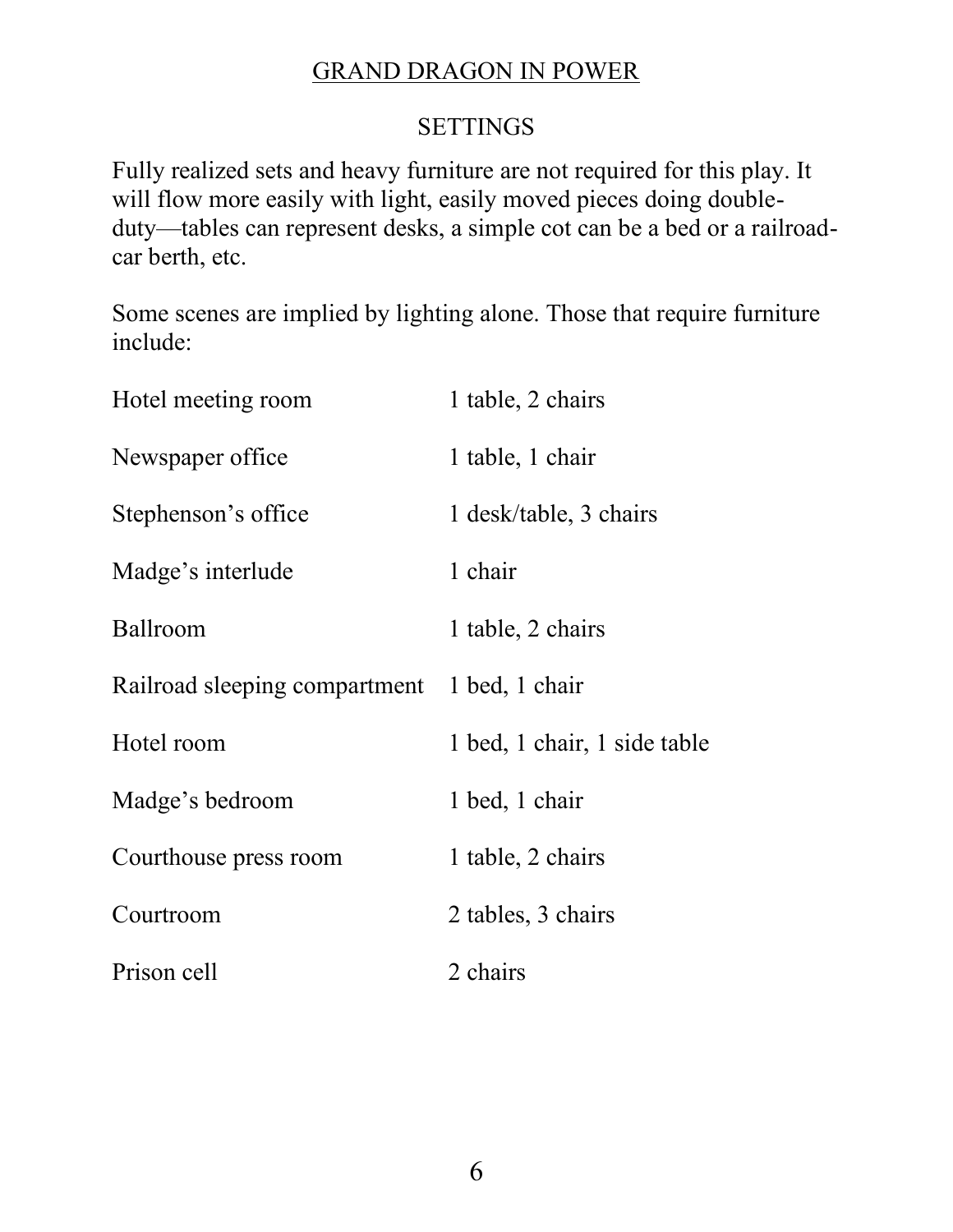GRAND DRAGON IN POWER

## SETTINGS

Fully realized sets and heavy furniture are not required for this play. It will flow more easily with light, easily moved pieces doing double-duty—tables can represent desks, a simple cot can be a bed or a railroad-car berth, etc.

Some scenes are implied by lighting alone. Those that require furniture include:

| | |
|---|---|
| Hotel meeting room | 1 table, 2 chairs |
| Newspaper office | 1 table, 1 chair |
| Stephenson's office | 1 desk/table, 3 chairs |
| Madge's interlude | 1 chair |
| Ballroom | 1 table, 2 chairs |
| Railroad sleeping compartment | 1 bed, 1 chair |
| Hotel room | 1 bed, 1 chair, 1 side table |
| Madge's bedroom | 1 bed, 1 chair |
| Courthouse press room | 1 table, 2 chairs |
| Courtroom | 2 tables, 3 chairs |
| Prison cell | 2 chairs |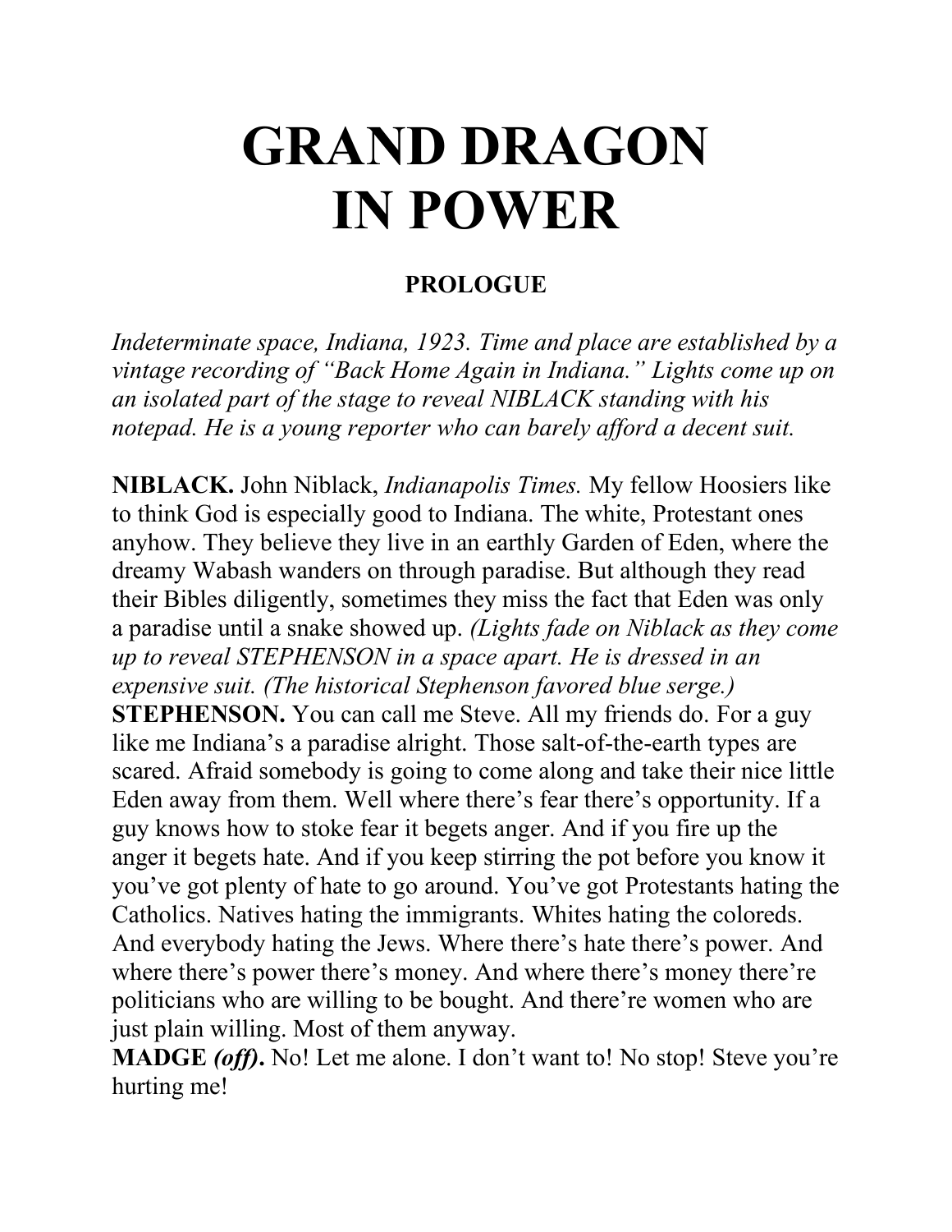# GRAND DRAGON IN POWER

### PROLOGUE

*Indeterminate space, Indiana, 1923. Time and place are established by a vintage recording of "Back Home Again in Indiana." Lights come up on an isolated part of the stage to reveal NIBLACK standing with his notepad. He is a young reporter who can barely afford a decent suit.*

**NIBLACK.** John Niblack, *Indianapolis Times.* My fellow Hoosiers like to think God is especially good to Indiana. The white, Protestant ones anyhow. They believe they live in an earthly Garden of Eden, where the dreamy Wabash wanders on through paradise. But although they read their Bibles diligently, sometimes they miss the fact that Eden was only a paradise until a snake showed up. *(Lights fade on Niblack as they come up to reveal STEPHENSON in a space apart. He is dressed in an expensive suit. (The historical Stephenson favored blue serge.)*
**STEPHENSON.** You can call me Steve. All my friends do. For a guy like me Indiana's a paradise alright. Those salt-of-the-earth types are scared. Afraid somebody is going to come along and take their nice little Eden away from them. Well where there's fear there's opportunity. If a guy knows how to stoke fear it begets anger. And if you fire up the anger it begets hate. And if you keep stirring the pot before you know it you've got plenty of hate to go around. You've got Protestants hating the Catholics. Natives hating the immigrants. Whites hating the coloreds. And everybody hating the Jews. Where there's hate there's power. And where there's power there's money. And where there's money there're politicians who are willing to be bought. And there're women who are just plain willing. Most of them anyway.
**MADGE *(off)*.** No! Let me alone. I don't want to! No stop! Steve you're hurting me!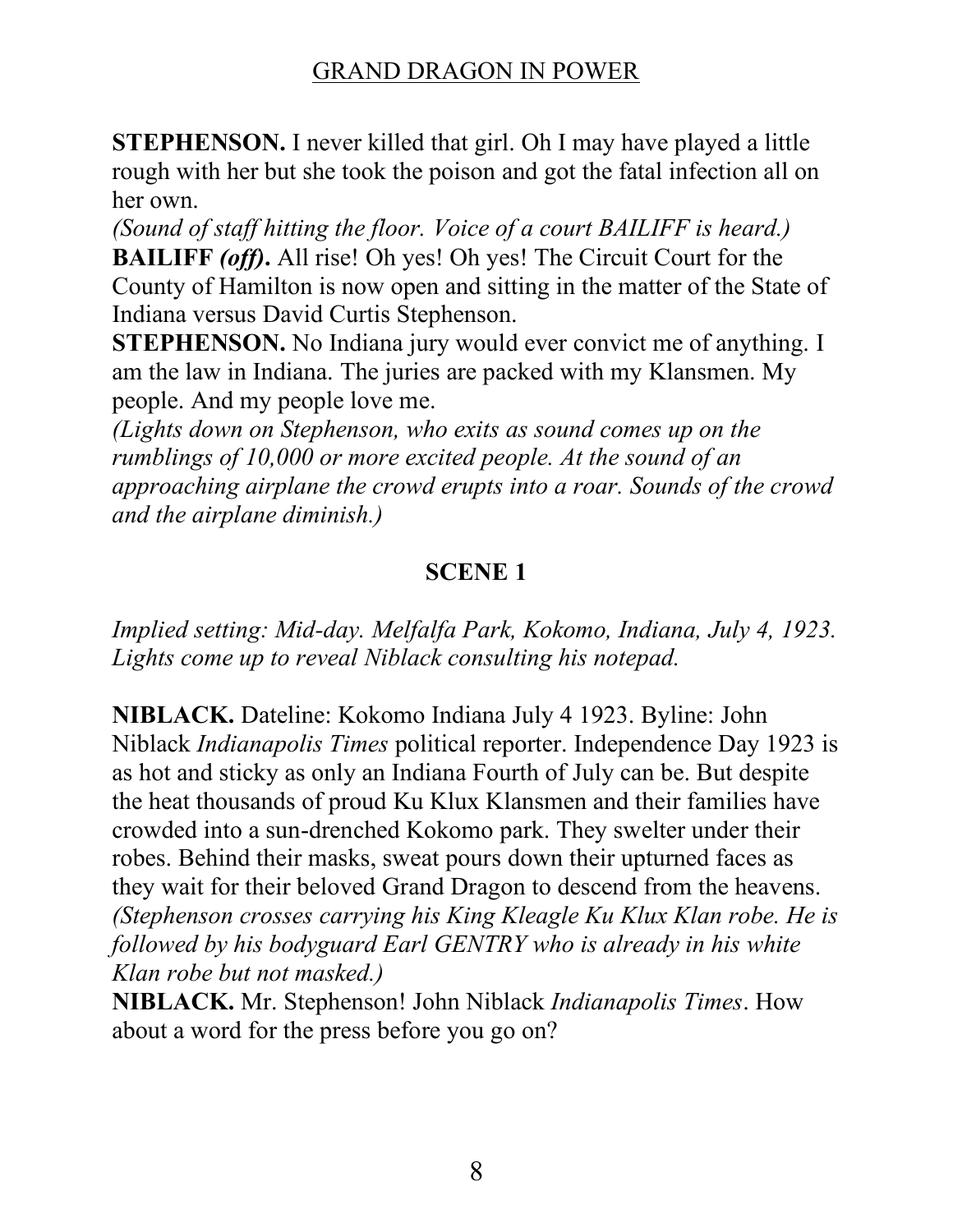**STEPHENSON.** I never killed that girl. Oh I may have played a little rough with her but she took the poison and got the fatal infection all on her own.

*(Sound of staff hitting the floor. Voice of a court BAILIFF is heard.)*

**BAILIFF *(off)*.** All rise! Oh yes! Oh yes! The Circuit Court for the County of Hamilton is now open and sitting in the matter of the State of Indiana versus David Curtis Stephenson.

**STEPHENSON.** No Indiana jury would ever convict me of anything. I am the law in Indiana. The juries are packed with my Klansmen. My people. And my people love me.

*(Lights down on Stephenson, who exits as sound comes up on the rumblings of 10,000 or more excited people. At the sound of an approaching airplane the crowd erupts into a roar. Sounds of the crowd and the airplane diminish.)*

## SCENE 1

*Implied setting: Mid-day. Melfalfa Park, Kokomo, Indiana, July 4, 1923. Lights come up to reveal Niblack consulting his notepad.*

**NIBLACK.** Dateline: Kokomo Indiana July 4 1923. Byline: John Niblack *Indianapolis Times* political reporter. Independence Day 1923 is as hot and sticky as only an Indiana Fourth of July can be. But despite the heat thousands of proud Ku Klux Klansmen and their families have crowded into a sun-drenched Kokomo park. They swelter under their robes. Behind their masks, sweat pours down their upturned faces as they wait for their beloved Grand Dragon to descend from the heavens.

*(Stephenson crosses carrying his King Kleagle Ku Klux Klan robe. He is followed by his bodyguard Earl GENTRY who is already in his white Klan robe but not masked.)*

**NIBLACK.** Mr. Stephenson! John Niblack *Indianapolis Times*. How about a word for the press before you go on?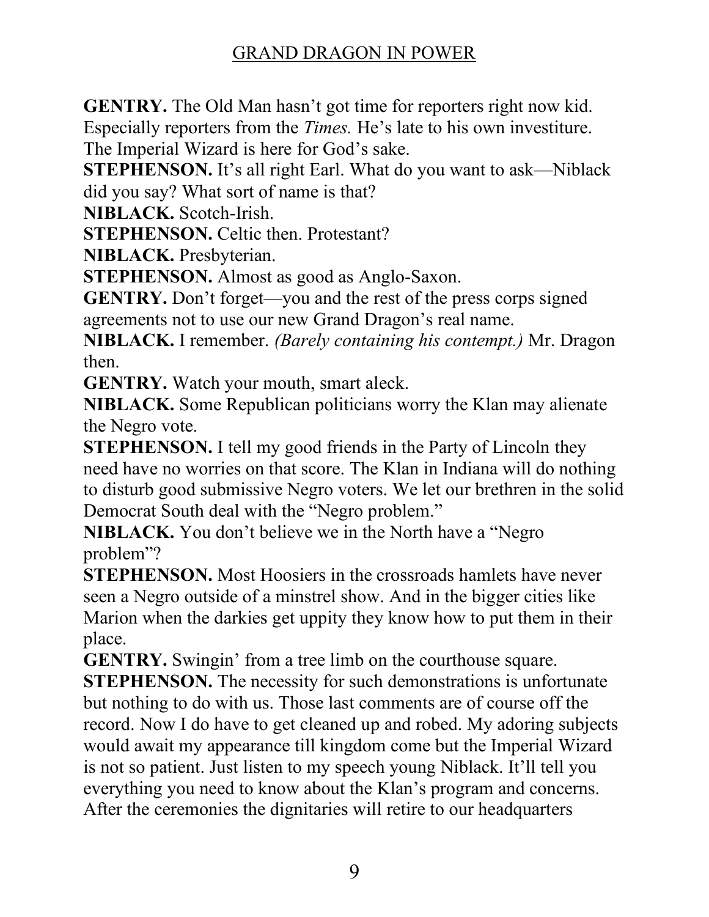**GENTRY.** The Old Man hasn't got time for reporters right now kid. Especially reporters from the *Times.* He's late to his own investiture. The Imperial Wizard is here for God's sake.

**STEPHENSON.** It's all right Earl. What do you want to ask—Niblack did you say? What sort of name is that?

**NIBLACK.** Scotch-Irish.

**STEPHENSON.** Celtic then. Protestant?

**NIBLACK.** Presbyterian.

**STEPHENSON.** Almost as good as Anglo-Saxon.

**GENTRY.** Don't forget—you and the rest of the press corps signed agreements not to use our new Grand Dragon's real name.

**NIBLACK.** I remember. *(Barely containing his contempt.)* Mr. Dragon then.

**GENTRY.** Watch your mouth, smart aleck.

**NIBLACK.** Some Republican politicians worry the Klan may alienate the Negro vote.

**STEPHENSON.** I tell my good friends in the Party of Lincoln they need have no worries on that score. The Klan in Indiana will do nothing to disturb good submissive Negro voters. We let our brethren in the solid Democrat South deal with the "Negro problem."

**NIBLACK.** You don't believe we in the North have a "Negro problem"?

**STEPHENSON.** Most Hoosiers in the crossroads hamlets have never seen a Negro outside of a minstrel show. And in the bigger cities like Marion when the darkies get uppity they know how to put them in their place.

**GENTRY.** Swingin' from a tree limb on the courthouse square.

**STEPHENSON.** The necessity for such demonstrations is unfortunate but nothing to do with us. Those last comments are of course off the record. Now I do have to get cleaned up and robed. My adoring subjects would await my appearance till kingdom come but the Imperial Wizard is not so patient. Just listen to my speech young Niblack. It'll tell you everything you need to know about the Klan's program and concerns. After the ceremonies the dignitaries will retire to our headquarters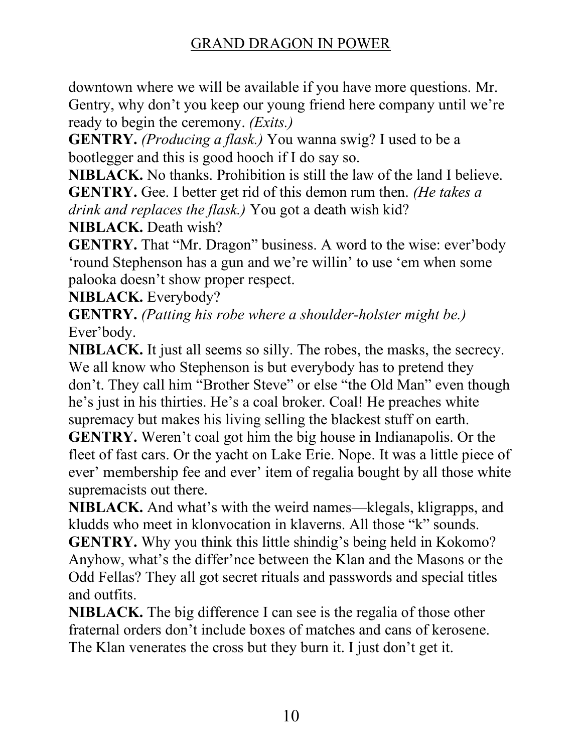downtown where we will be available if you have more questions. Mr. Gentry, why don't you keep our young friend here company until we're ready to begin the ceremony. *(Exits.)*

**GENTRY.** *(Producing a flask.)* You wanna swig? I used to be a bootlegger and this is good hooch if I do say so.

**NIBLACK.** No thanks. Prohibition is still the law of the land I believe.

**GENTRY.** Gee. I better get rid of this demon rum then. *(He takes a drink and replaces the flask.)* You got a death wish kid?

**NIBLACK.** Death wish?

**GENTRY.** That "Mr. Dragon" business. A word to the wise: ever'body 'round Stephenson has a gun and we're willin' to use 'em when some palooka doesn't show proper respect.

**NIBLACK.** Everybody?

**GENTRY.** *(Patting his robe where a shoulder-holster might be.)* Ever'body.

**NIBLACK.** It just all seems so silly. The robes, the masks, the secrecy. We all know who Stephenson is but everybody has to pretend they don't. They call him "Brother Steve" or else "the Old Man" even though he's just in his thirties. He's a coal broker. Coal! He preaches white supremacy but makes his living selling the blackest stuff on earth.

**GENTRY.** Weren't coal got him the big house in Indianapolis. Or the fleet of fast cars. Or the yacht on Lake Erie. Nope. It was a little piece of ever' membership fee and ever' item of regalia bought by all those white supremacists out there.

**NIBLACK.** And what's with the weird names—klegals, kligrapps, and kludds who meet in klonvocation in klaverns. All those "k" sounds.

**GENTRY.** Why you think this little shindig's being held in Kokomo? Anyhow, what's the differ'nce between the Klan and the Masons or the Odd Fellas? They all got secret rituals and passwords and special titles and outfits.

**NIBLACK.** The big difference I can see is the regalia of those other fraternal orders don't include boxes of matches and cans of kerosene. The Klan venerates the cross but they burn it. I just don't get it.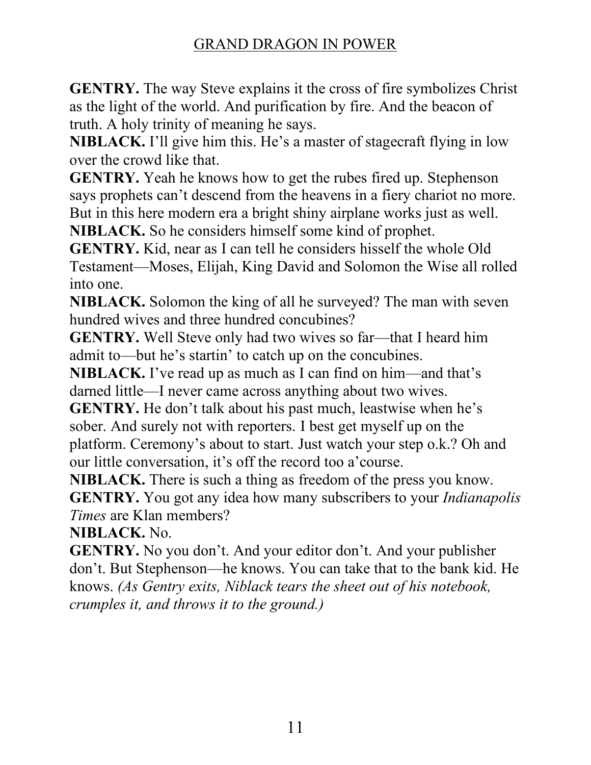**GENTRY.** The way Steve explains it the cross of fire symbolizes Christ as the light of the world. And purification by fire. And the beacon of truth. A holy trinity of meaning he says.

**NIBLACK.** I'll give him this. He's a master of stagecraft flying in low over the crowd like that.

**GENTRY.** Yeah he knows how to get the rubes fired up. Stephenson says prophets can't descend from the heavens in a fiery chariot no more. But in this here modern era a bright shiny airplane works just as well.

**NIBLACK.** So he considers himself some kind of prophet.

**GENTRY.** Kid, near as I can tell he considers hisself the whole Old Testament—Moses, Elijah, King David and Solomon the Wise all rolled into one.

**NIBLACK.** Solomon the king of all he surveyed? The man with seven hundred wives and three hundred concubines?

**GENTRY.** Well Steve only had two wives so far—that I heard him admit to—but he's startin' to catch up on the concubines.

**NIBLACK.** I've read up as much as I can find on him—and that's darned little—I never came across anything about two wives.

**GENTRY.** He don't talk about his past much, leastwise when he's sober. And surely not with reporters. I best get myself up on the platform. Ceremony's about to start. Just watch your step o.k.? Oh and our little conversation, it's off the record too a'course.

**NIBLACK.** There is such a thing as freedom of the press you know.

**GENTRY.** You got any idea how many subscribers to your *Indianapolis Times* are Klan members?

**NIBLACK.** No.

**GENTRY.** No you don't. And your editor don't. And your publisher don't. But Stephenson—he knows. You can take that to the bank kid. He knows. *(As Gentry exits, Niblack tears the sheet out of his notebook, crumples it, and throws it to the ground.)*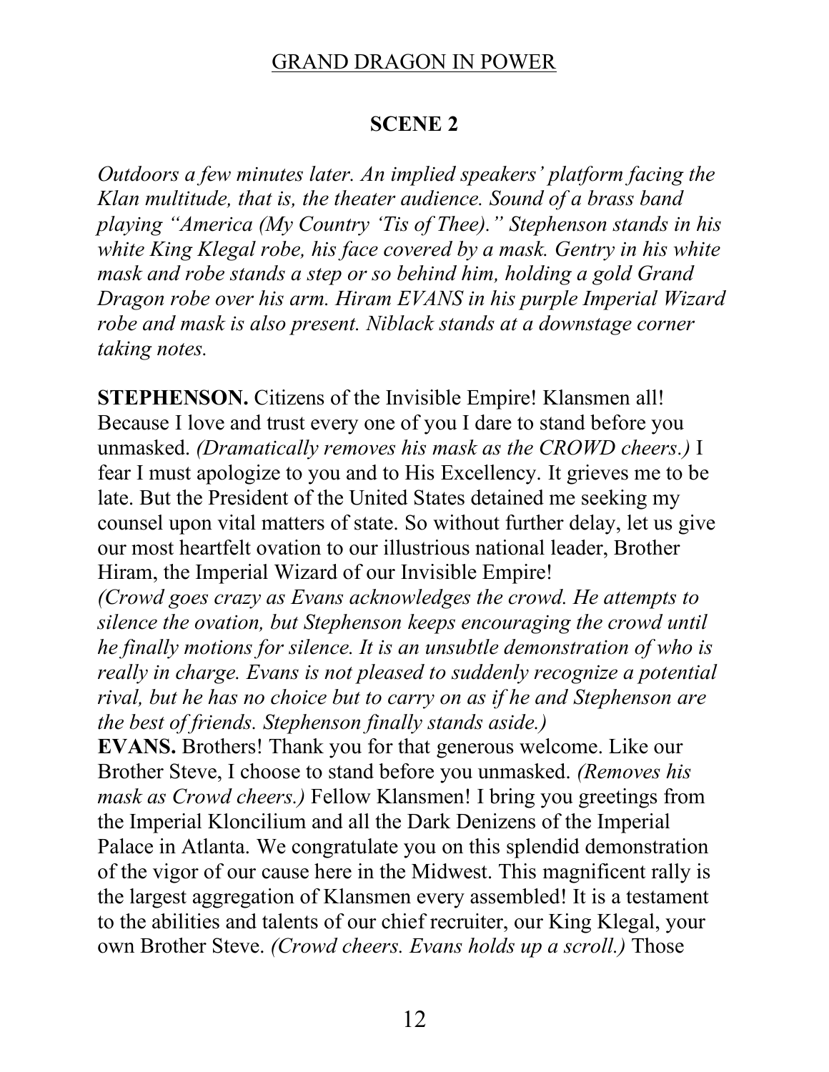## SCENE 2

*Outdoors a few minutes later. An implied speakers' platform facing the Klan multitude, that is, the theater audience. Sound of a brass band playing "America (My Country 'Tis of Thee)." Stephenson stands in his white King Klegal robe, his face covered by a mask. Gentry in his white mask and robe stands a step or so behind him, holding a gold Grand Dragon robe over his arm. Hiram EVANS in his purple Imperial Wizard robe and mask is also present. Niblack stands at a downstage corner taking notes.*

**STEPHENSON.** Citizens of the Invisible Empire! Klansmen all! Because I love and trust every one of you I dare to stand before you unmasked. *(Dramatically removes his mask as the CROWD cheers.)* I fear I must apologize to you and to His Excellency. It grieves me to be late. But the President of the United States detained me seeking my counsel upon vital matters of state. So without further delay, let us give our most heartfelt ovation to our illustrious national leader, Brother Hiram, the Imperial Wizard of our Invisible Empire!

*(Crowd goes crazy as Evans acknowledges the crowd. He attempts to silence the ovation, but Stephenson keeps encouraging the crowd until he finally motions for silence. It is an unsubtle demonstration of who is really in charge. Evans is not pleased to suddenly recognize a potential rival, but he has no choice but to carry on as if he and Stephenson are the best of friends. Stephenson finally stands aside.)*

**EVANS.** Brothers! Thank you for that generous welcome. Like our Brother Steve, I choose to stand before you unmasked. *(Removes his mask as Crowd cheers.)* Fellow Klansmen! I bring you greetings from the Imperial Kloncilium and all the Dark Denizens of the Imperial Palace in Atlanta. We congratulate you on this splendid demonstration of the vigor of our cause here in the Midwest. This magnificent rally is the largest aggregation of Klansmen every assembled! It is a testament to the abilities and talents of our chief recruiter, our King Klegal, your own Brother Steve. *(Crowd cheers. Evans holds up a scroll.)* Those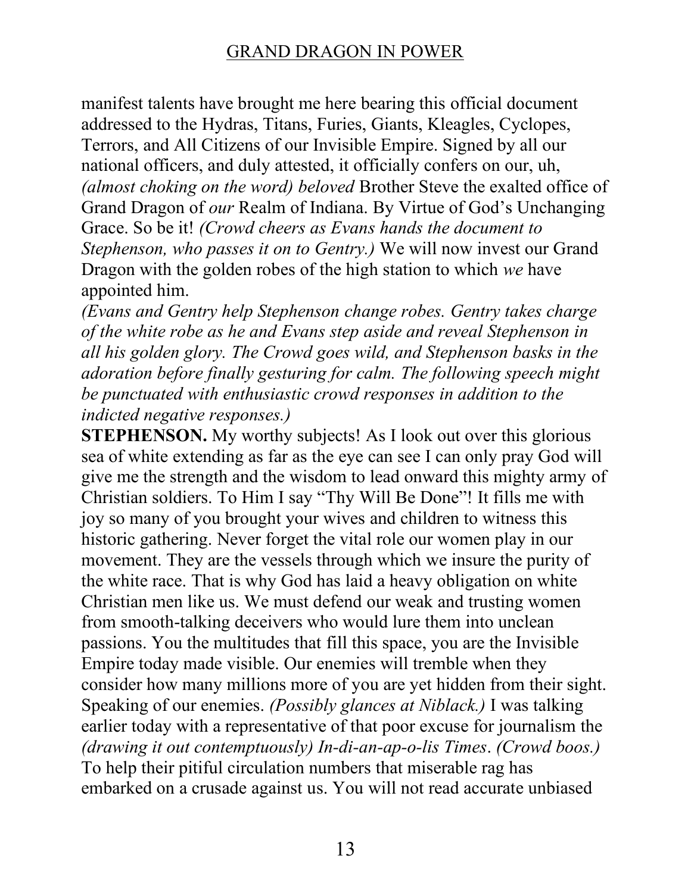manifest talents have brought me here bearing this official document addressed to the Hydras, Titans, Furies, Giants, Kleagles, Cyclopes, Terrors, and All Citizens of our Invisible Empire. Signed by all our national officers, and duly attested, it officially confers on our, uh, *(almost choking on the word) beloved* Brother Steve the exalted office of Grand Dragon of *our* Realm of Indiana. By Virtue of God's Unchanging Grace. So be it! *(Crowd cheers as Evans hands the document to Stephenson, who passes it on to Gentry.)* We will now invest our Grand Dragon with the golden robes of the high station to which *we* have appointed him.

*(Evans and Gentry help Stephenson change robes. Gentry takes charge of the white robe as he and Evans step aside and reveal Stephenson in all his golden glory. The Crowd goes wild, and Stephenson basks in the adoration before finally gesturing for calm. The following speech might be punctuated with enthusiastic crowd responses in addition to the indicted negative responses.)*

**STEPHENSON.** My worthy subjects! As I look out over this glorious sea of white extending as far as the eye can see I can only pray God will give me the strength and the wisdom to lead onward this mighty army of Christian soldiers. To Him I say "Thy Will Be Done"! It fills me with joy so many of you brought your wives and children to witness this historic gathering. Never forget the vital role our women play in our movement. They are the vessels through which we insure the purity of the white race. That is why God has laid a heavy obligation on white Christian men like us. We must defend our weak and trusting women from smooth-talking deceivers who would lure them into unclean passions. You the multitudes that fill this space, you are the Invisible Empire today made visible. Our enemies will tremble when they consider how many millions more of you are yet hidden from their sight. Speaking of our enemies. *(Possibly glances at Niblack.)* I was talking earlier today with a representative of that poor excuse for journalism the *(drawing it out contemptuously) In-di-an-ap-o-lis Times*. *(Crowd boos.)* To help their pitiful circulation numbers that miserable rag has embarked on a crusade against us. You will not read accurate unbiased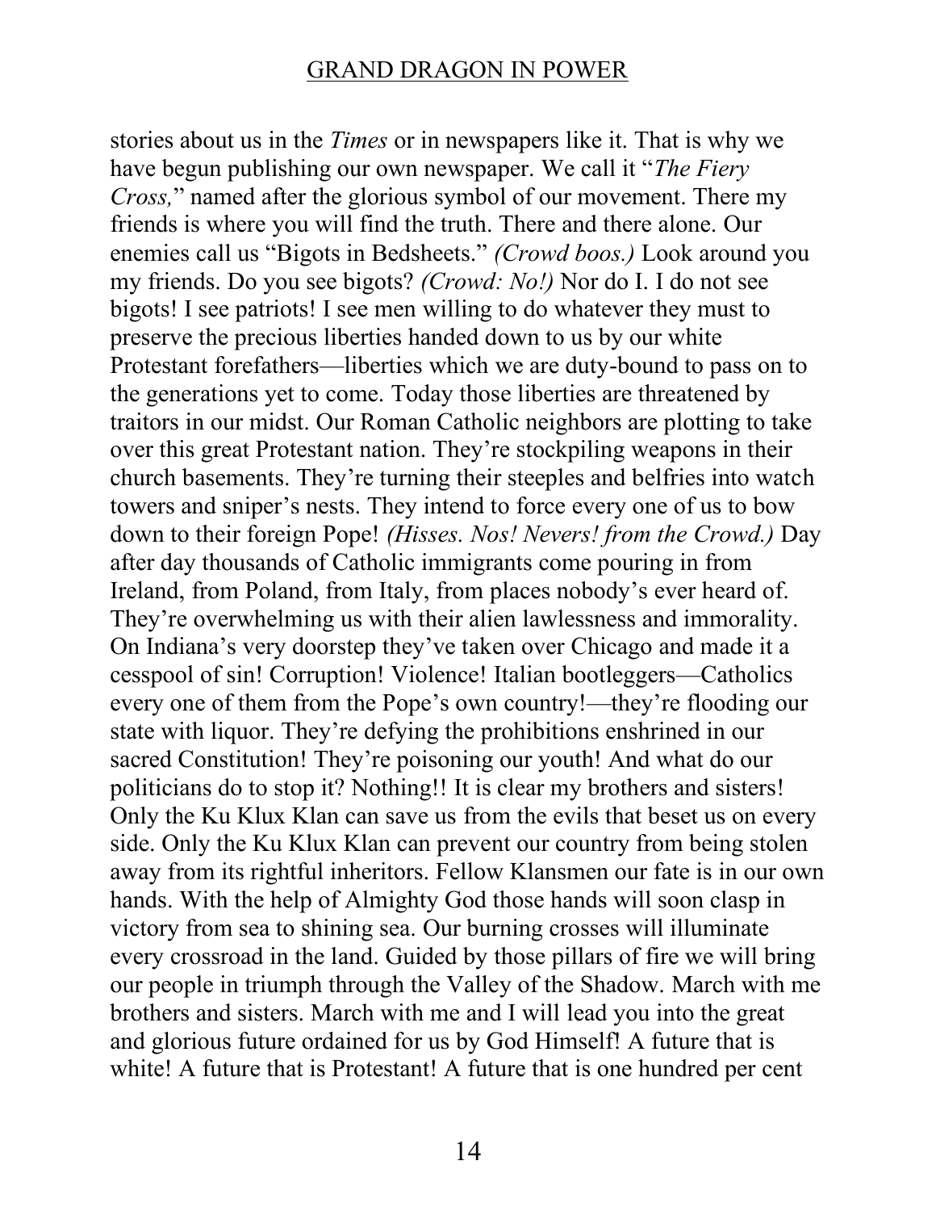stories about us in the *Times* or in newspapers like it. That is why we have begun publishing our own newspaper. We call it "*The Fiery Cross,*" named after the glorious symbol of our movement. There my friends is where you will find the truth. There and there alone. Our enemies call us "Bigots in Bedsheets." *(Crowd boos.)* Look around you my friends. Do you see bigots? *(Crowd: No!)* Nor do I. I do not see bigots! I see patriots! I see men willing to do whatever they must to preserve the precious liberties handed down to us by our white Protestant forefathers—liberties which we are duty-bound to pass on to the generations yet to come. Today those liberties are threatened by traitors in our midst. Our Roman Catholic neighbors are plotting to take over this great Protestant nation. They're stockpiling weapons in their church basements. They're turning their steeples and belfries into watch towers and sniper's nests. They intend to force every one of us to bow down to their foreign Pope! *(Hisses. Nos! Nevers! from the Crowd.)* Day after day thousands of Catholic immigrants come pouring in from Ireland, from Poland, from Italy, from places nobody's ever heard of. They're overwhelming us with their alien lawlessness and immorality. On Indiana's very doorstep they've taken over Chicago and made it a cesspool of sin! Corruption! Violence! Italian bootleggers—Catholics every one of them from the Pope's own country!—they're flooding our state with liquor. They're defying the prohibitions enshrined in our sacred Constitution! They're poisoning our youth! And what do our politicians do to stop it? Nothing!! It is clear my brothers and sisters! Only the Ku Klux Klan can save us from the evils that beset us on every side. Only the Ku Klux Klan can prevent our country from being stolen away from its rightful inheritors. Fellow Klansmen our fate is in our own hands. With the help of Almighty God those hands will soon clasp in victory from sea to shining sea. Our burning crosses will illuminate every crossroad in the land. Guided by those pillars of fire we will bring our people in triumph through the Valley of the Shadow. March with me brothers and sisters. March with me and I will lead you into the great and glorious future ordained for us by God Himself! A future that is white! A future that is Protestant! A future that is one hundred per cent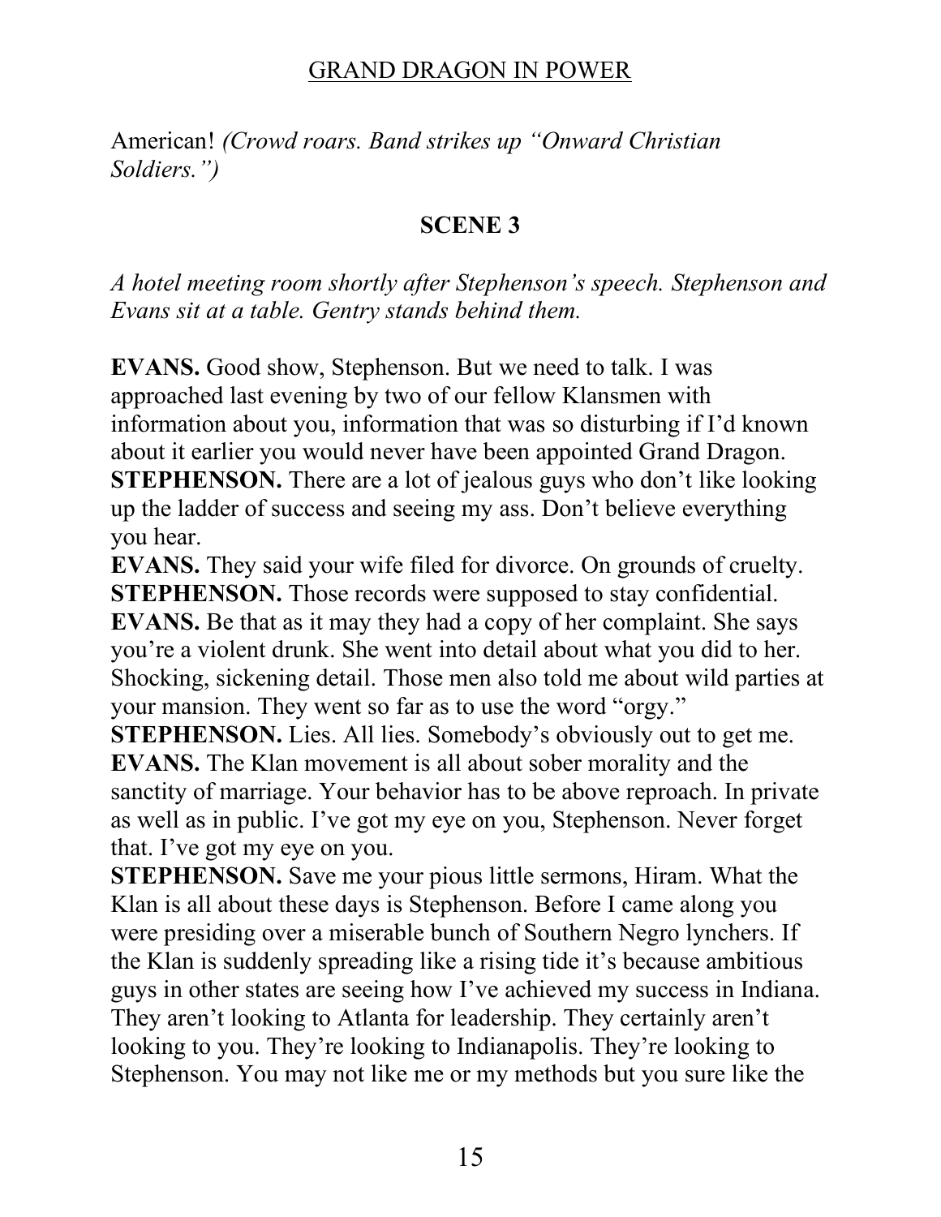American! *(Crowd roars. Band strikes up "Onward Christian Soldiers.")*

**SCENE 3**

*A hotel meeting room shortly after Stephenson's speech. Stephenson and Evans sit at a table. Gentry stands behind them.*

**EVANS.** Good show, Stephenson. But we need to talk. I was approached last evening by two of our fellow Klansmen with information about you, information that was so disturbing if I'd known about it earlier you would never have been appointed Grand Dragon.
**STEPHENSON.** There are a lot of jealous guys who don't like looking up the ladder of success and seeing my ass. Don't believe everything you hear.
**EVANS.** They said your wife filed for divorce. On grounds of cruelty.
**STEPHENSON.** Those records were supposed to stay confidential.
**EVANS.** Be that as it may they had a copy of her complaint. She says you're a violent drunk. She went into detail about what you did to her. Shocking, sickening detail. Those men also told me about wild parties at your mansion. They went so far as to use the word "orgy."
**STEPHENSON.** Lies. All lies. Somebody's obviously out to get me.
**EVANS.** The Klan movement is all about sober morality and the sanctity of marriage. Your behavior has to be above reproach. In private as well as in public. I've got my eye on you, Stephenson. Never forget that. I've got my eye on you.
**STEPHENSON.** Save me your pious little sermons, Hiram. What the Klan is all about these days is Stephenson. Before I came along you were presiding over a miserable bunch of Southern Negro lynchers. If the Klan is suddenly spreading like a rising tide it's because ambitious guys in other states are seeing how I've achieved my success in Indiana. They aren't looking to Atlanta for leadership. They certainly aren't looking to you. They're looking to Indianapolis. They're looking to Stephenson. You may not like me or my methods but you sure like the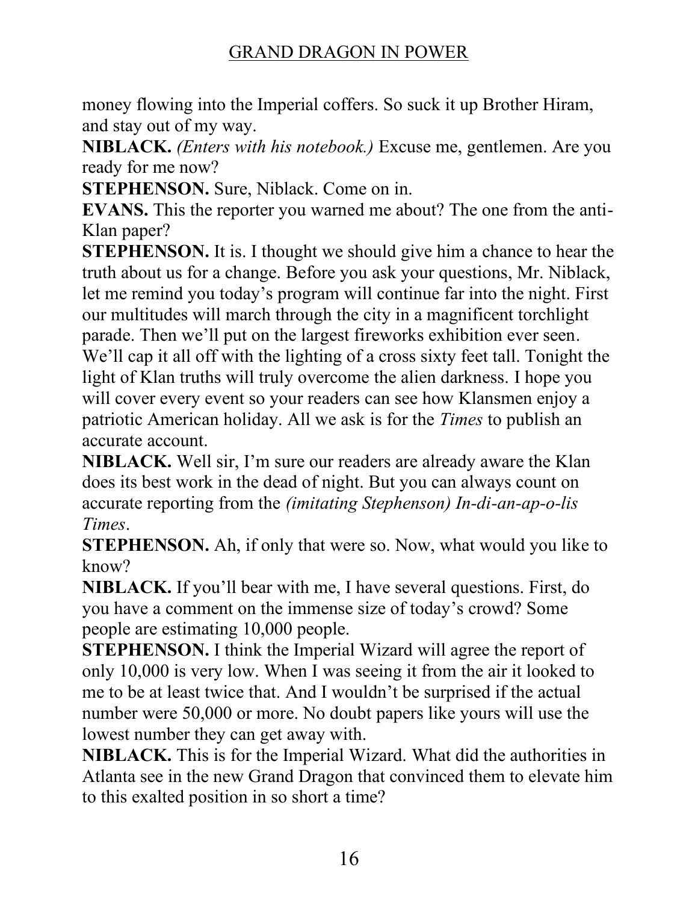money flowing into the Imperial coffers. So suck it up Brother Hiram, and stay out of my way.

**NIBLACK.** *(Enters with his notebook.)* Excuse me, gentlemen. Are you ready for me now?

**STEPHENSON.** Sure, Niblack. Come on in.

**EVANS.** This the reporter you warned me about? The one from the anti-Klan paper?

**STEPHENSON.** It is. I thought we should give him a chance to hear the truth about us for a change. Before you ask your questions, Mr. Niblack, let me remind you today's program will continue far into the night. First our multitudes will march through the city in a magnificent torchlight parade. Then we'll put on the largest fireworks exhibition ever seen. We'll cap it all off with the lighting of a cross sixty feet tall. Tonight the light of Klan truths will truly overcome the alien darkness. I hope you will cover every event so your readers can see how Klansmen enjoy a patriotic American holiday. All we ask is for the *Times* to publish an accurate account.

**NIBLACK.** Well sir, I'm sure our readers are already aware the Klan does its best work in the dead of night. But you can always count on accurate reporting from the *(imitating Stephenson) In-di-an-ap-o-lis Times*.

**STEPHENSON.** Ah, if only that were so. Now, what would you like to know?

**NIBLACK.** If you'll bear with me, I have several questions. First, do you have a comment on the immense size of today's crowd? Some people are estimating 10,000 people.

**STEPHENSON.** I think the Imperial Wizard will agree the report of only 10,000 is very low. When I was seeing it from the air it looked to me to be at least twice that. And I wouldn't be surprised if the actual number were 50,000 or more. No doubt papers like yours will use the lowest number they can get away with.

**NIBLACK.** This is for the Imperial Wizard. What did the authorities in Atlanta see in the new Grand Dragon that convinced them to elevate him to this exalted position in so short a time?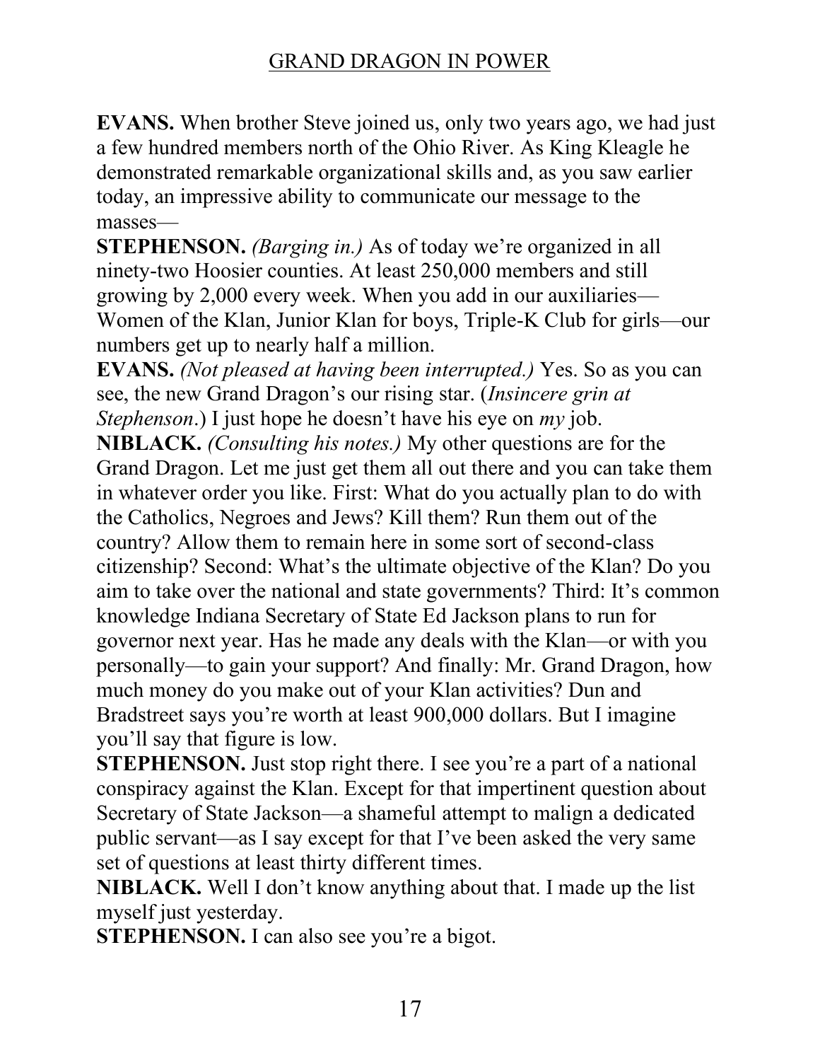**EVANS.** When brother Steve joined us, only two years ago, we had just a few hundred members north of the Ohio River. As King Kleagle he demonstrated remarkable organizational skills and, as you saw earlier today, an impressive ability to communicate our message to the masses—

**STEPHENSON.** *(Barging in.)* As of today we're organized in all ninety-two Hoosier counties. At least 250,000 members and still growing by 2,000 every week. When you add in our auxiliaries—Women of the Klan, Junior Klan for boys, Triple-K Club for girls—our numbers get up to nearly half a million.

**EVANS.** *(Not pleased at having been interrupted.)* Yes. So as you can see, the new Grand Dragon's our rising star. (*Insincere grin at Stephenson*.) I just hope he doesn't have his eye on *my* job.

**NIBLACK.** *(Consulting his notes.)* My other questions are for the Grand Dragon. Let me just get them all out there and you can take them in whatever order you like. First: What do you actually plan to do with the Catholics, Negroes and Jews? Kill them? Run them out of the country? Allow them to remain here in some sort of second-class citizenship? Second: What's the ultimate objective of the Klan? Do you aim to take over the national and state governments? Third: It's common knowledge Indiana Secretary of State Ed Jackson plans to run for governor next year. Has he made any deals with the Klan—or with you personally—to gain your support? And finally: Mr. Grand Dragon, how much money do you make out of your Klan activities? Dun and Bradstreet says you're worth at least 900,000 dollars. But I imagine you'll say that figure is low.

**STEPHENSON.** Just stop right there. I see you're a part of a national conspiracy against the Klan. Except for that impertinent question about Secretary of State Jackson—a shameful attempt to malign a dedicated public servant—as I say except for that I've been asked the very same set of questions at least thirty different times.

**NIBLACK.** Well I don't know anything about that. I made up the list myself just yesterday.

**STEPHENSON.** I can also see you're a bigot.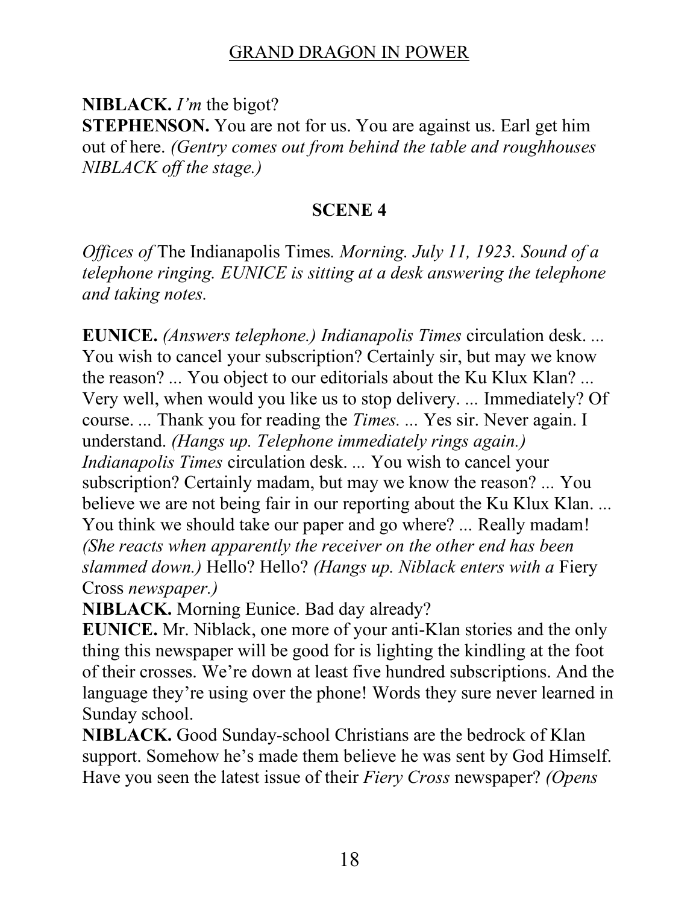**NIBLACK.** *I'm* the bigot?

**STEPHENSON.** You are not for us. You are against us. Earl get him out of here. *(Gentry comes out from behind the table and roughhouses NIBLACK off the stage.)*

## SCENE 4

*Offices of* The Indianapolis Times*. Morning. July 11, 1923. Sound of a telephone ringing. EUNICE is sitting at a desk answering the telephone and taking notes.*

**EUNICE.** *(Answers telephone.) Indianapolis Times* circulation desk. ... You wish to cancel your subscription? Certainly sir, but may we know the reason? ... You object to our editorials about the Ku Klux Klan? ... Very well, when would you like us to stop delivery. ... Immediately? Of course. ... Thank you for reading the *Times.* ... Yes sir. Never again. I understand. *(Hangs up. Telephone immediately rings again.) Indianapolis Times* circulation desk. ... You wish to cancel your subscription? Certainly madam, but may we know the reason? ... You believe we are not being fair in our reporting about the Ku Klux Klan. ... You think we should take our paper and go where? ... Really madam! *(She reacts when apparently the receiver on the other end has been slammed down.)* Hello? Hello? *(Hangs up. Niblack enters with a* Fiery Cross *newspaper.)*

**NIBLACK.** Morning Eunice. Bad day already?

**EUNICE.** Mr. Niblack, one more of your anti-Klan stories and the only thing this newspaper will be good for is lighting the kindling at the foot of their crosses. We're down at least five hundred subscriptions. And the language they're using over the phone! Words they sure never learned in Sunday school.

**NIBLACK.** Good Sunday-school Christians are the bedrock of Klan support. Somehow he's made them believe he was sent by God Himself. Have you seen the latest issue of their *Fiery Cross* newspaper? *(Opens*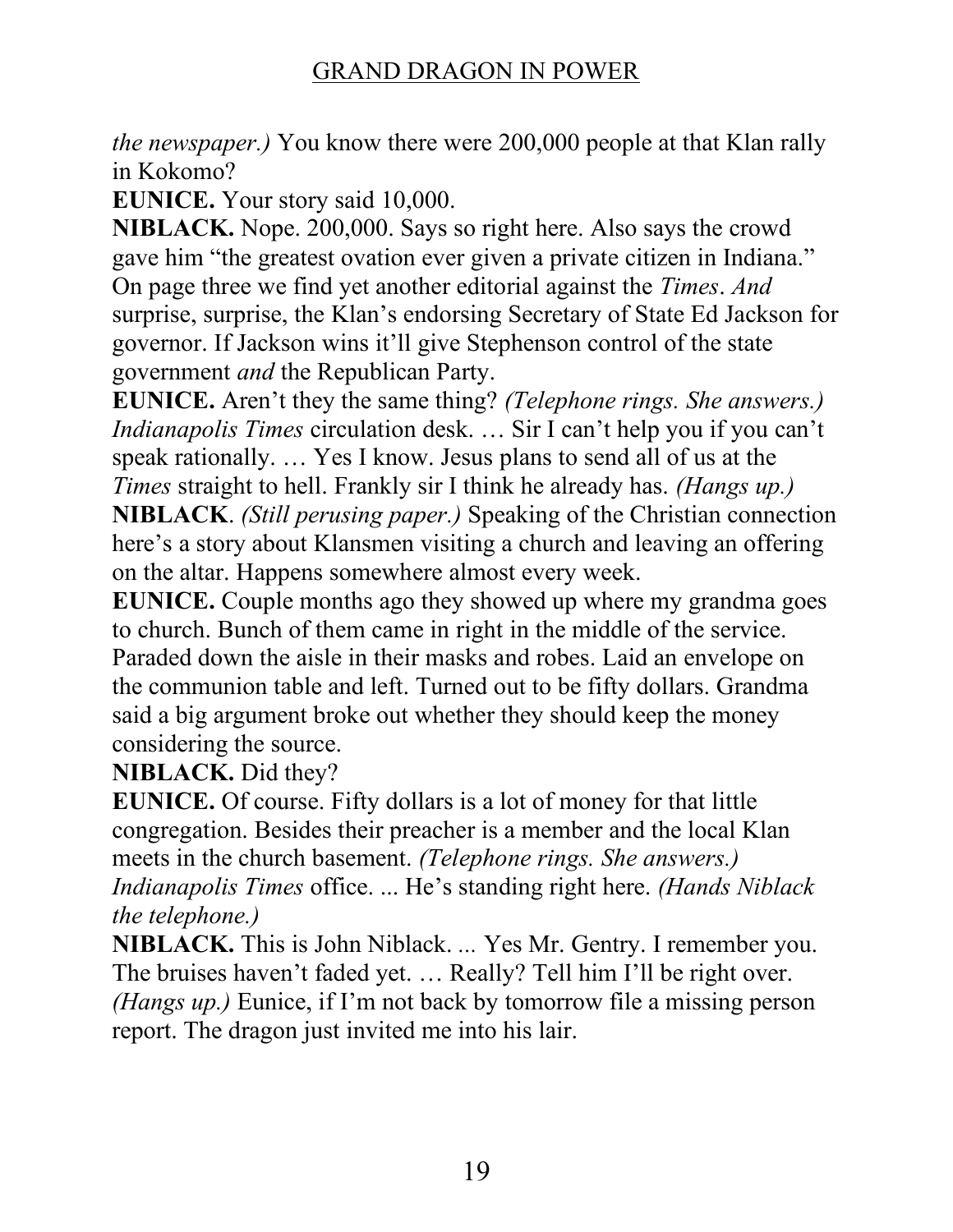*the newspaper.)* You know there were 200,000 people at that Klan rally in Kokomo?

**EUNICE.** Your story said 10,000.

**NIBLACK.** Nope. 200,000. Says so right here. Also says the crowd gave him "the greatest ovation ever given a private citizen in Indiana." On page three we find yet another editorial against the *Times*. *And* surprise, surprise, the Klan's endorsing Secretary of State Ed Jackson for governor. If Jackson wins it'll give Stephenson control of the state government *and* the Republican Party.

**EUNICE.** Aren't they the same thing? *(Telephone rings. She answers.)* *Indianapolis Times* circulation desk. … Sir I can't help you if you can't speak rationally. … Yes I know. Jesus plans to send all of us at the *Times* straight to hell. Frankly sir I think he already has. *(Hangs up.)*

**NIBLACK**. *(Still perusing paper.)* Speaking of the Christian connection here's a story about Klansmen visiting a church and leaving an offering on the altar. Happens somewhere almost every week.

**EUNICE.** Couple months ago they showed up where my grandma goes to church. Bunch of them came in right in the middle of the service. Paraded down the aisle in their masks and robes. Laid an envelope on the communion table and left. Turned out to be fifty dollars. Grandma said a big argument broke out whether they should keep the money considering the source.

**NIBLACK.** Did they?

**EUNICE.** Of course. Fifty dollars is a lot of money for that little congregation. Besides their preacher is a member and the local Klan meets in the church basement. *(Telephone rings. She answers.)* *Indianapolis Times* office. ... He's standing right here. *(Hands Niblack the telephone.)*

**NIBLACK.** This is John Niblack. ... Yes Mr. Gentry. I remember you. The bruises haven't faded yet. … Really? Tell him I'll be right over. *(Hangs up.)* Eunice, if I'm not back by tomorrow file a missing person report. The dragon just invited me into his lair.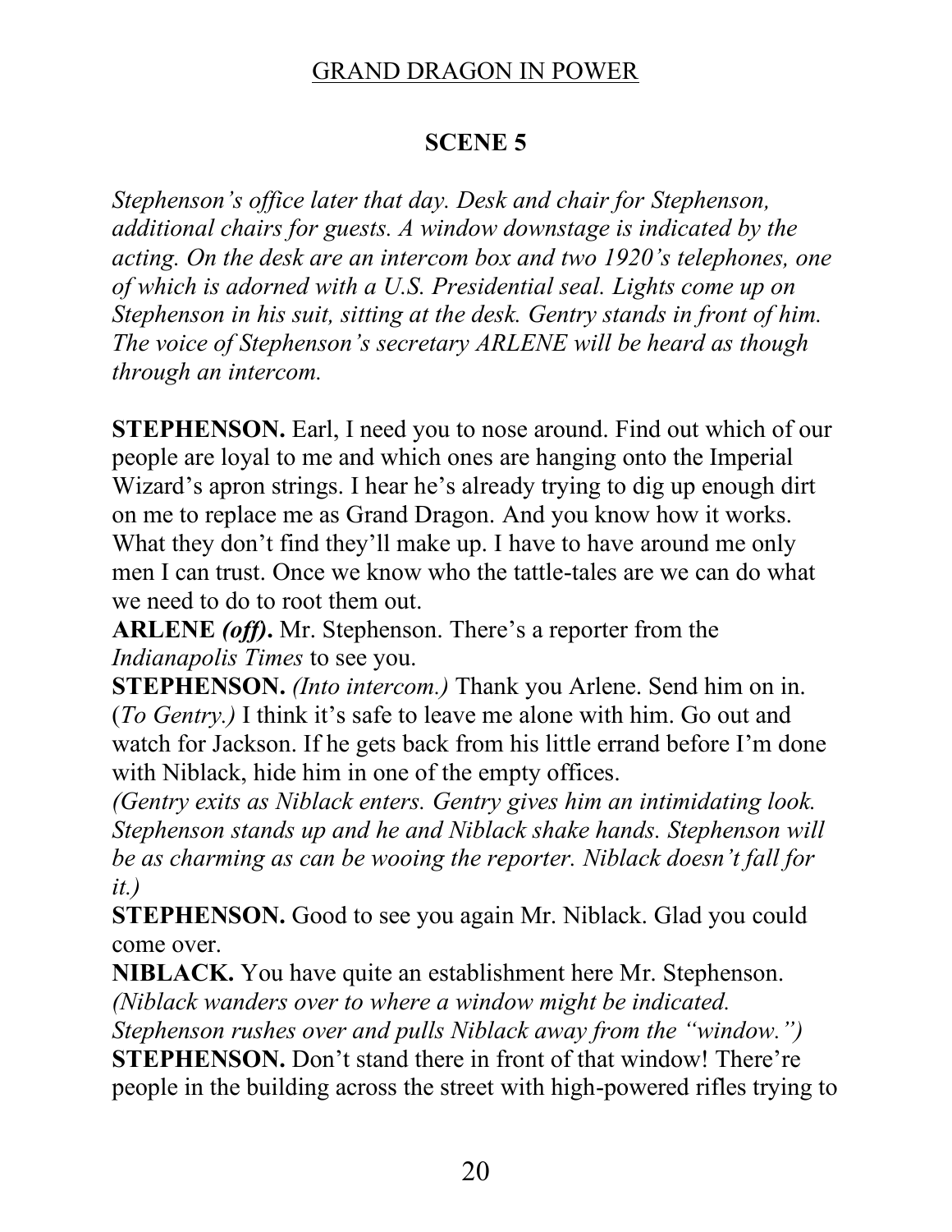## SCENE 5

*Stephenson's office later that day. Desk and chair for Stephenson, additional chairs for guests. A window downstage is indicated by the acting. On the desk are an intercom box and two 1920's telephones, one of which is adorned with a U.S. Presidential seal. Lights come up on Stephenson in his suit, sitting at the desk. Gentry stands in front of him. The voice of Stephenson's secretary ARLENE will be heard as though through an intercom.*

**STEPHENSON.** Earl, I need you to nose around. Find out which of our people are loyal to me and which ones are hanging onto the Imperial Wizard's apron strings. I hear he's already trying to dig up enough dirt on me to replace me as Grand Dragon. And you know how it works. What they don't find they'll make up. I have to have around me only men I can trust. Once we know who the tattle-tales are we can do what we need to do to root them out.

**ARLENE *(off)*.** Mr. Stephenson. There's a reporter from the *Indianapolis Times* to see you.

**STEPHENSON.** *(Into intercom.)* Thank you Arlene. Send him on in. (*To Gentry.)* I think it's safe to leave me alone with him. Go out and watch for Jackson. If he gets back from his little errand before I'm done with Niblack, hide him in one of the empty offices.

*(Gentry exits as Niblack enters. Gentry gives him an intimidating look. Stephenson stands up and he and Niblack shake hands. Stephenson will be as charming as can be wooing the reporter. Niblack doesn't fall for it.)*

**STEPHENSON.** Good to see you again Mr. Niblack. Glad you could come over.

**NIBLACK.** You have quite an establishment here Mr. Stephenson. *(Niblack wanders over to where a window might be indicated. Stephenson rushes over and pulls Niblack away from the "window.")*

**STEPHENSON.** Don't stand there in front of that window! There're people in the building across the street with high-powered rifles trying to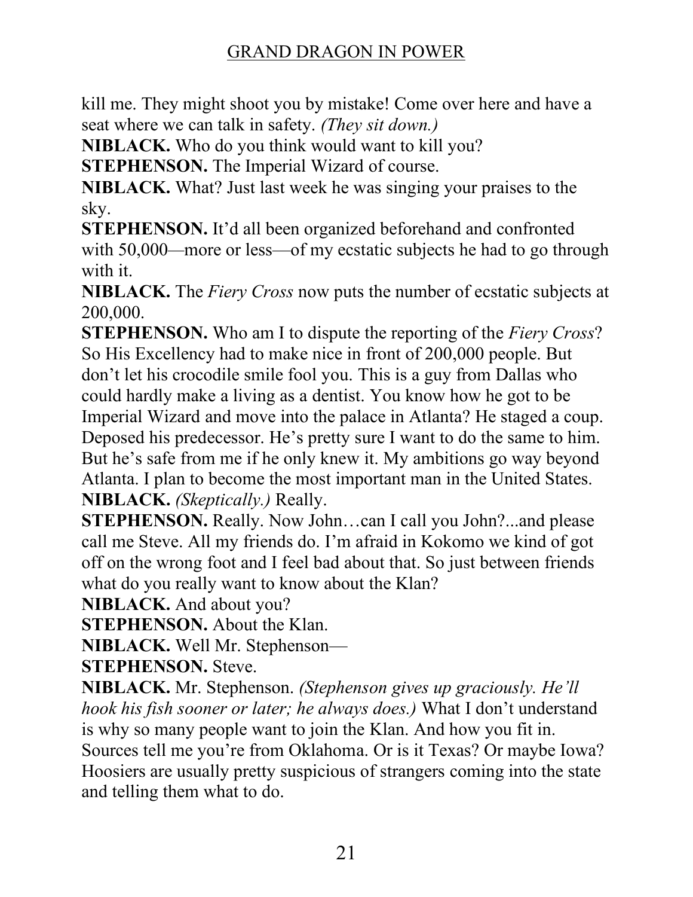kill me. They might shoot you by mistake! Come over here and have a seat where we can talk in safety. *(They sit down.)*

**NIBLACK.** Who do you think would want to kill you?

**STEPHENSON.** The Imperial Wizard of course.

**NIBLACK.** What? Just last week he was singing your praises to the sky.

**STEPHENSON.** It'd all been organized beforehand and confronted with 50,000—more or less—of my ecstatic subjects he had to go through with it.

**NIBLACK.** The *Fiery Cross* now puts the number of ecstatic subjects at 200,000.

**STEPHENSON.** Who am I to dispute the reporting of the *Fiery Cross*? So His Excellency had to make nice in front of 200,000 people. But don't let his crocodile smile fool you. This is a guy from Dallas who could hardly make a living as a dentist. You know how he got to be Imperial Wizard and move into the palace in Atlanta? He staged a coup. Deposed his predecessor. He's pretty sure I want to do the same to him. But he's safe from me if he only knew it. My ambitions go way beyond Atlanta. I plan to become the most important man in the United States.

**NIBLACK.** *(Skeptically.)* Really.

**STEPHENSON.** Really. Now John…can I call you John?...and please call me Steve. All my friends do. I'm afraid in Kokomo we kind of got off on the wrong foot and I feel bad about that. So just between friends what do you really want to know about the Klan?

**NIBLACK.** And about you?

**STEPHENSON.** About the Klan.

**NIBLACK.** Well Mr. Stephenson—

**STEPHENSON.** Steve.

**NIBLACK.** Mr. Stephenson. *(Stephenson gives up graciously. He'll hook his fish sooner or later; he always does.)* What I don't understand is why so many people want to join the Klan. And how you fit in. Sources tell me you're from Oklahoma. Or is it Texas? Or maybe Iowa? Hoosiers are usually pretty suspicious of strangers coming into the state and telling them what to do.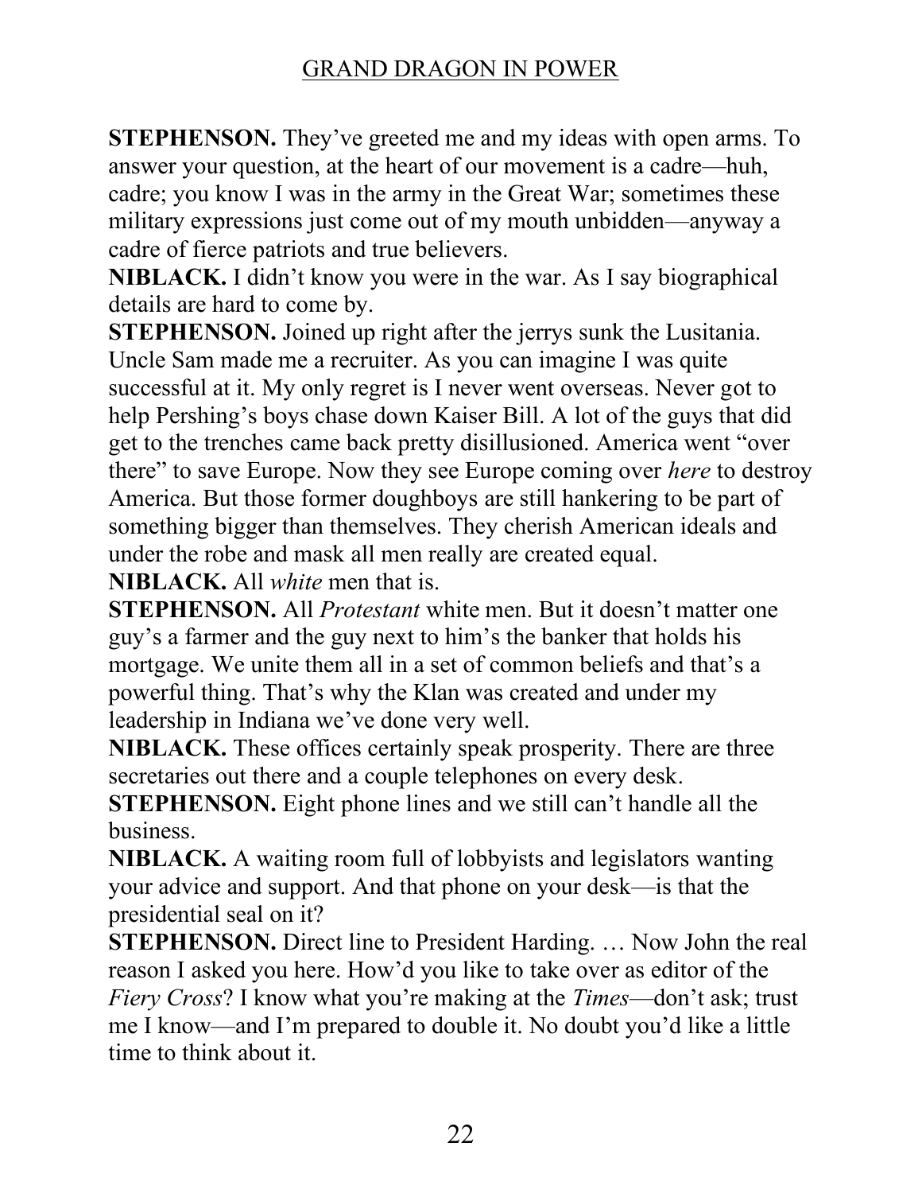**STEPHENSON.** They've greeted me and my ideas with open arms. To answer your question, at the heart of our movement is a cadre—huh, cadre; you know I was in the army in the Great War; sometimes these military expressions just come out of my mouth unbidden—anyway a cadre of fierce patriots and true believers.

**NIBLACK.** I didn't know you were in the war. As I say biographical details are hard to come by.

**STEPHENSON.** Joined up right after the jerrys sunk the Lusitania. Uncle Sam made me a recruiter. As you can imagine I was quite successful at it. My only regret is I never went overseas. Never got to help Pershing's boys chase down Kaiser Bill. A lot of the guys that did get to the trenches came back pretty disillusioned. America went "over there" to save Europe. Now they see Europe coming over *here* to destroy America. But those former doughboys are still hankering to be part of something bigger than themselves. They cherish American ideals and under the robe and mask all men really are created equal.

**NIBLACK.** All *white* men that is.

**STEPHENSON.** All *Protestant* white men. But it doesn't matter one guy's a farmer and the guy next to him's the banker that holds his mortgage. We unite them all in a set of common beliefs and that's a powerful thing. That's why the Klan was created and under my leadership in Indiana we've done very well.

**NIBLACK.** These offices certainly speak prosperity. There are three secretaries out there and a couple telephones on every desk.

**STEPHENSON.** Eight phone lines and we still can't handle all the business.

**NIBLACK.** A waiting room full of lobbyists and legislators wanting your advice and support. And that phone on your desk—is that the presidential seal on it?

**STEPHENSON.** Direct line to President Harding. … Now John the real reason I asked you here. How'd you like to take over as editor of the *Fiery Cross*? I know what you're making at the *Times*—don't ask; trust me I know—and I'm prepared to double it. No doubt you'd like a little time to think about it.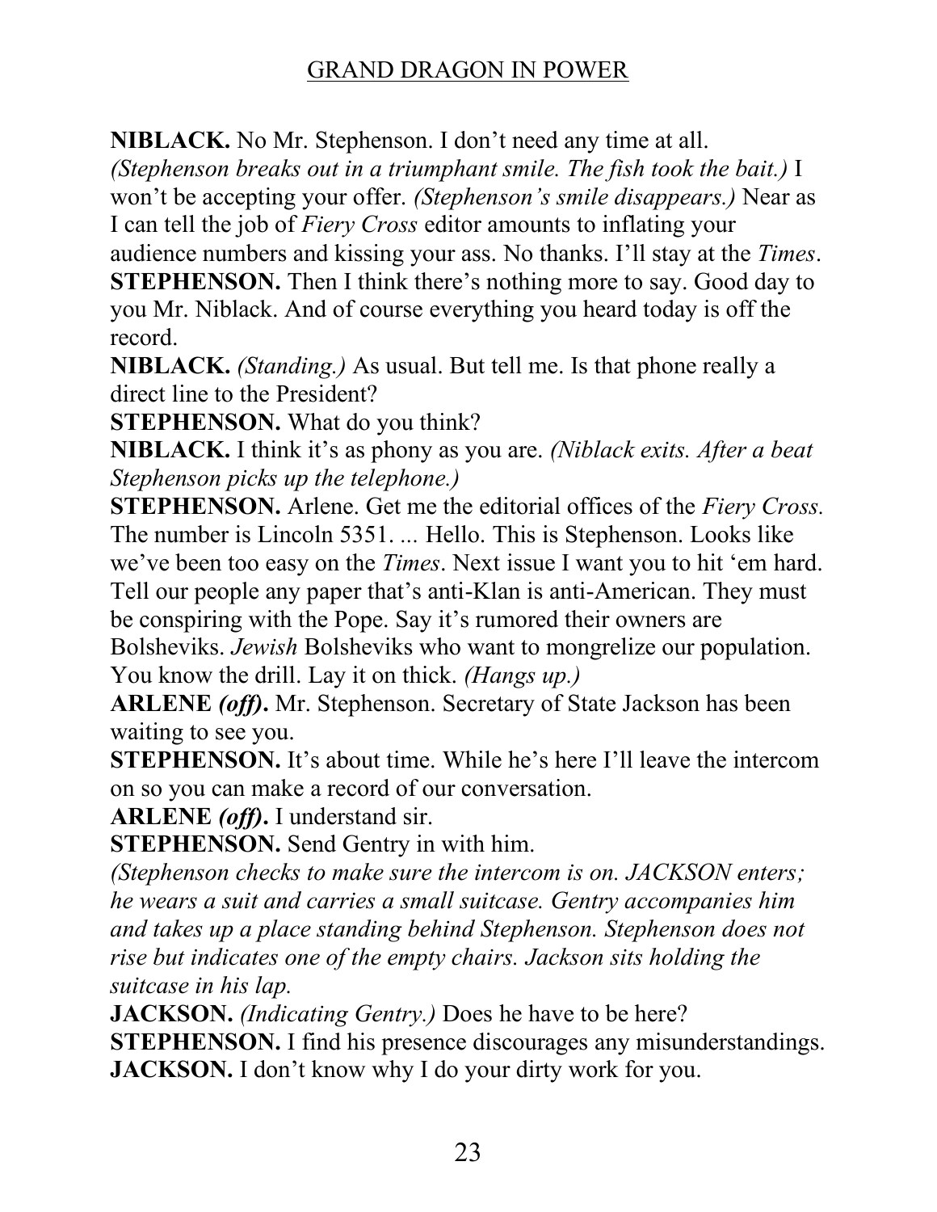**NIBLACK.** No Mr. Stephenson. I don't need any time at all. *(Stephenson breaks out in a triumphant smile. The fish took the bait.)* I won't be accepting your offer. *(Stephenson's smile disappears.)* Near as I can tell the job of *Fiery Cross* editor amounts to inflating your audience numbers and kissing your ass. No thanks. I'll stay at the *Times*.

**STEPHENSON.** Then I think there's nothing more to say. Good day to you Mr. Niblack. And of course everything you heard today is off the record.

**NIBLACK.** *(Standing.)* As usual. But tell me. Is that phone really a direct line to the President?

**STEPHENSON.** What do you think?

**NIBLACK.** I think it's as phony as you are. *(Niblack exits. After a beat Stephenson picks up the telephone.)*

**STEPHENSON.** Arlene. Get me the editorial offices of the *Fiery Cross*. The number is Lincoln 5351. ... Hello. This is Stephenson. Looks like we've been too easy on the *Times*. Next issue I want you to hit 'em hard. Tell our people any paper that's anti-Klan is anti-American. They must be conspiring with the Pope. Say it's rumored their owners are Bolsheviks. *Jewish* Bolsheviks who want to mongrelize our population. You know the drill. Lay it on thick. *(Hangs up.)*

**ARLENE *(off)*.** Mr. Stephenson. Secretary of State Jackson has been waiting to see you.

**STEPHENSON.** It's about time. While he's here I'll leave the intercom on so you can make a record of our conversation.

**ARLENE *(off)*.** I understand sir.

**STEPHENSON.** Send Gentry in with him.

*(Stephenson checks to make sure the intercom is on. JACKSON enters; he wears a suit and carries a small suitcase. Gentry accompanies him and takes up a place standing behind Stephenson. Stephenson does not rise but indicates one of the empty chairs. Jackson sits holding the suitcase in his lap.*

**JACKSON.** *(Indicating Gentry.)* Does he have to be here?

**STEPHENSON.** I find his presence discourages any misunderstandings.

**JACKSON.** I don't know why I do your dirty work for you.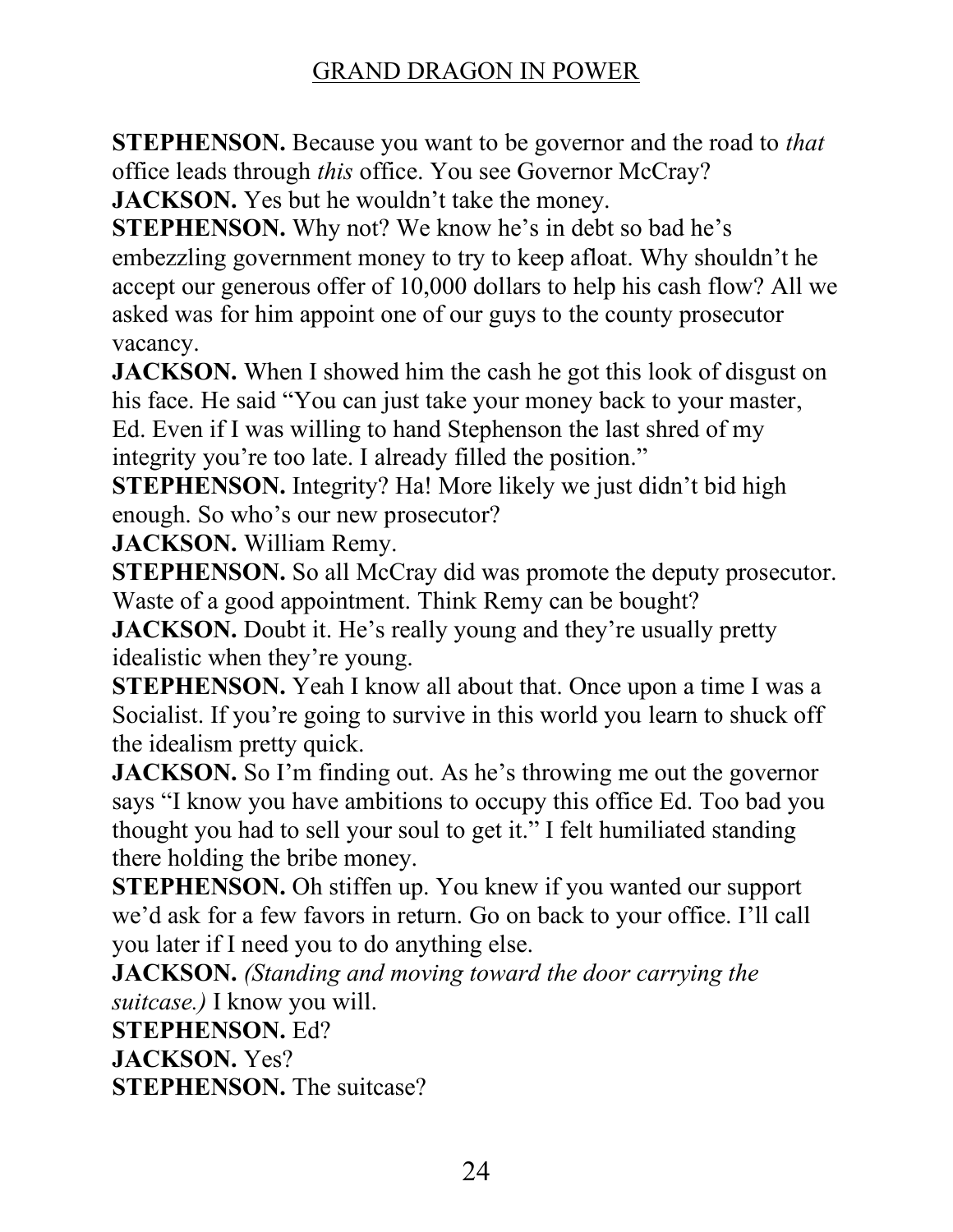**STEPHENSON.** Because you want to be governor and the road to *that* office leads through *this* office. You see Governor McCray?

**JACKSON.** Yes but he wouldn't take the money.

**STEPHENSON.** Why not? We know he's in debt so bad he's embezzling government money to try to keep afloat. Why shouldn't he accept our generous offer of 10,000 dollars to help his cash flow? All we asked was for him appoint one of our guys to the county prosecutor vacancy.

**JACKSON.** When I showed him the cash he got this look of disgust on his face. He said "You can just take your money back to your master, Ed. Even if I was willing to hand Stephenson the last shred of my integrity you're too late. I already filled the position."

**STEPHENSON.** Integrity? Ha! More likely we just didn't bid high enough. So who's our new prosecutor?

**JACKSON.** William Remy.

**STEPHENSON.** So all McCray did was promote the deputy prosecutor. Waste of a good appointment. Think Remy can be bought?

**JACKSON.** Doubt it. He's really young and they're usually pretty idealistic when they're young.

**STEPHENSON.** Yeah I know all about that. Once upon a time I was a Socialist. If you're going to survive in this world you learn to shuck off the idealism pretty quick.

**JACKSON.** So I'm finding out. As he's throwing me out the governor says "I know you have ambitions to occupy this office Ed. Too bad you thought you had to sell your soul to get it." I felt humiliated standing there holding the bribe money.

**STEPHENSON.** Oh stiffen up. You knew if you wanted our support we'd ask for a few favors in return. Go on back to your office. I'll call you later if I need you to do anything else.

**JACKSON.** *(Standing and moving toward the door carrying the suitcase.)* I know you will.

**STEPHENSON.** Ed?

**JACKSON.** Yes?

**STEPHENSON.** The suitcase?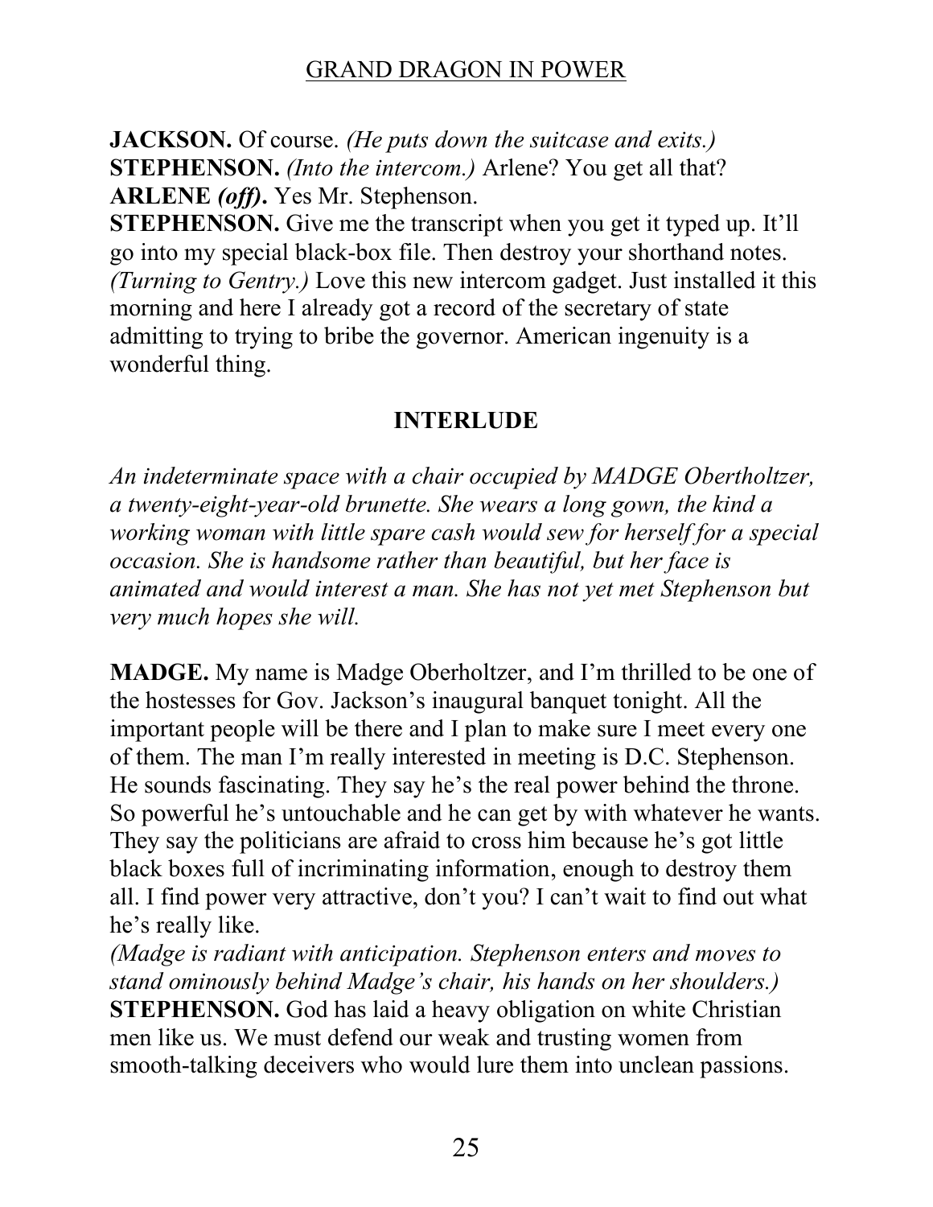**JACKSON.** Of course. *(He puts down the suitcase and exits.)*
**STEPHENSON.** *(Into the intercom.)* Arlene? You get all that?
**ARLENE *(off)*.** Yes Mr. Stephenson.
**STEPHENSON.** Give me the transcript when you get it typed up. It'll go into my special black-box file. Then destroy your shorthand notes. *(Turning to Gentry.)* Love this new intercom gadget. Just installed it this morning and here I already got a record of the secretary of state admitting to trying to bribe the governor. American ingenuity is a wonderful thing.

## INTERLUDE

*An indeterminate space with a chair occupied by MADGE Obertholtzer, a twenty-eight-year-old brunette. She wears a long gown, the kind a working woman with little spare cash would sew for herself for a special occasion. She is handsome rather than beautiful, but her face is animated and would interest a man. She has not yet met Stephenson but very much hopes she will.*

**MADGE.** My name is Madge Oberholtzer, and I'm thrilled to be one of the hostesses for Gov. Jackson's inaugural banquet tonight. All the important people will be there and I plan to make sure I meet every one of them. The man I'm really interested in meeting is D.C. Stephenson. He sounds fascinating. They say he's the real power behind the throne. So powerful he's untouchable and he can get by with whatever he wants. They say the politicians are afraid to cross him because he's got little black boxes full of incriminating information, enough to destroy them all. I find power very attractive, don't you? I can't wait to find out what he's really like.
*(Madge is radiant with anticipation. Stephenson enters and moves to stand ominously behind Madge's chair, his hands on her shoulders.)*
**STEPHENSON.** God has laid a heavy obligation on white Christian men like us. We must defend our weak and trusting women from smooth-talking deceivers who would lure them into unclean passions.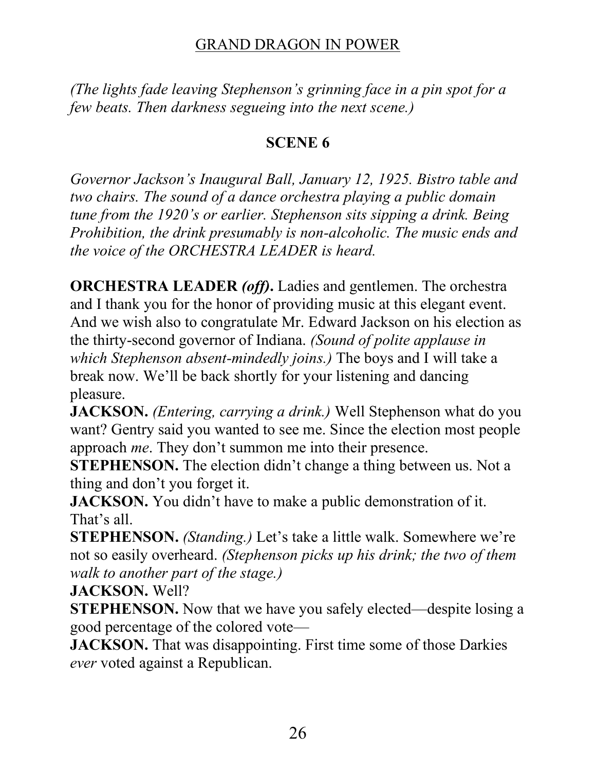*(The lights fade leaving Stephenson's grinning face in a pin spot for a few beats. Then darkness segueing into the next scene.)*

## SCENE 6

*Governor Jackson's Inaugural Ball, January 12, 1925. Bistro table and two chairs. The sound of a dance orchestra playing a public domain tune from the 1920's or earlier. Stephenson sits sipping a drink. Being Prohibition, the drink presumably is non-alcoholic. The music ends and the voice of the ORCHESTRA LEADER is heard.*

**ORCHESTRA LEADER** ***(off)*****.** Ladies and gentlemen. The orchestra and I thank you for the honor of providing music at this elegant event. And we wish also to congratulate Mr. Edward Jackson on his election as the thirty-second governor of Indiana. *(Sound of polite applause in which Stephenson absent-mindedly joins.)* The boys and I will take a break now. We'll be back shortly for your listening and dancing pleasure.

**JACKSON.** *(Entering, carrying a drink.)* Well Stephenson what do you want? Gentry said you wanted to see me. Since the election most people approach *me*. They don't summon me into their presence.

**STEPHENSON.** The election didn't change a thing between us. Not a thing and don't you forget it.

**JACKSON.** You didn't have to make a public demonstration of it. That's all.

**STEPHENSON.** *(Standing.)* Let's take a little walk. Somewhere we're not so easily overheard. *(Stephenson picks up his drink; the two of them walk to another part of the stage.)*

**JACKSON.** Well?

**STEPHENSON.** Now that we have you safely elected—despite losing a good percentage of the colored vote—

**JACKSON.** That was disappointing. First time some of those Darkies *ever* voted against a Republican.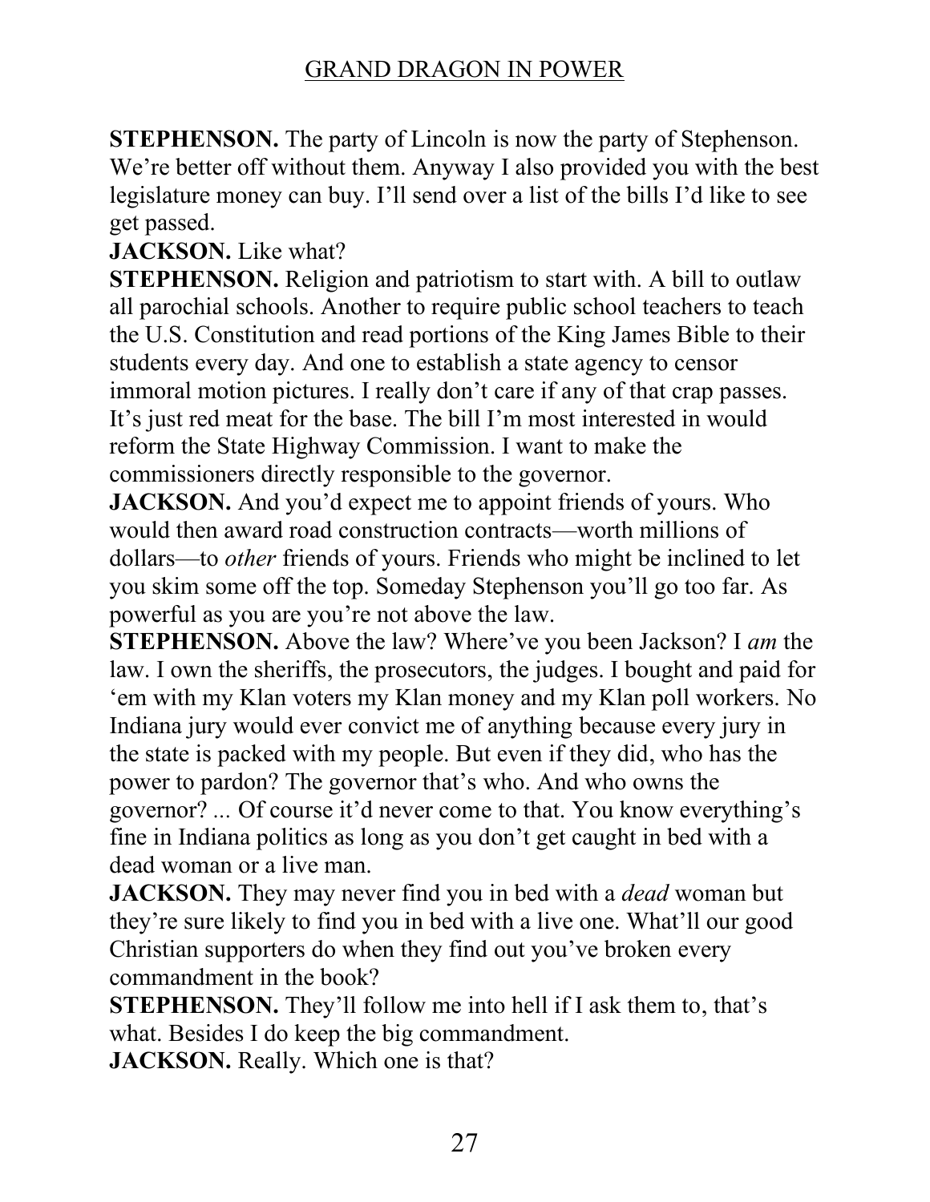**STEPHENSON.** The party of Lincoln is now the party of Stephenson. We're better off without them. Anyway I also provided you with the best legislature money can buy. I'll send over a list of the bills I'd like to see get passed.

**JACKSON.** Like what?

**STEPHENSON.** Religion and patriotism to start with. A bill to outlaw all parochial schools. Another to require public school teachers to teach the U.S. Constitution and read portions of the King James Bible to their students every day. And one to establish a state agency to censor immoral motion pictures. I really don't care if any of that crap passes. It's just red meat for the base. The bill I'm most interested in would reform the State Highway Commission. I want to make the commissioners directly responsible to the governor.

**JACKSON.** And you'd expect me to appoint friends of yours. Who would then award road construction contracts—worth millions of dollars—to *other* friends of yours. Friends who might be inclined to let you skim some off the top. Someday Stephenson you'll go too far. As powerful as you are you're not above the law.

**STEPHENSON.** Above the law? Where've you been Jackson? I *am* the law. I own the sheriffs, the prosecutors, the judges. I bought and paid for 'em with my Klan voters my Klan money and my Klan poll workers. No Indiana jury would ever convict me of anything because every jury in the state is packed with my people. But even if they did, who has the power to pardon? The governor that's who. And who owns the governor? ... Of course it'd never come to that. You know everything's fine in Indiana politics as long as you don't get caught in bed with a dead woman or a live man.

**JACKSON.** They may never find you in bed with a *dead* woman but they're sure likely to find you in bed with a live one. What'll our good Christian supporters do when they find out you've broken every commandment in the book?

**STEPHENSON.** They'll follow me into hell if I ask them to, that's what. Besides I do keep the big commandment.

**JACKSON.** Really. Which one is that?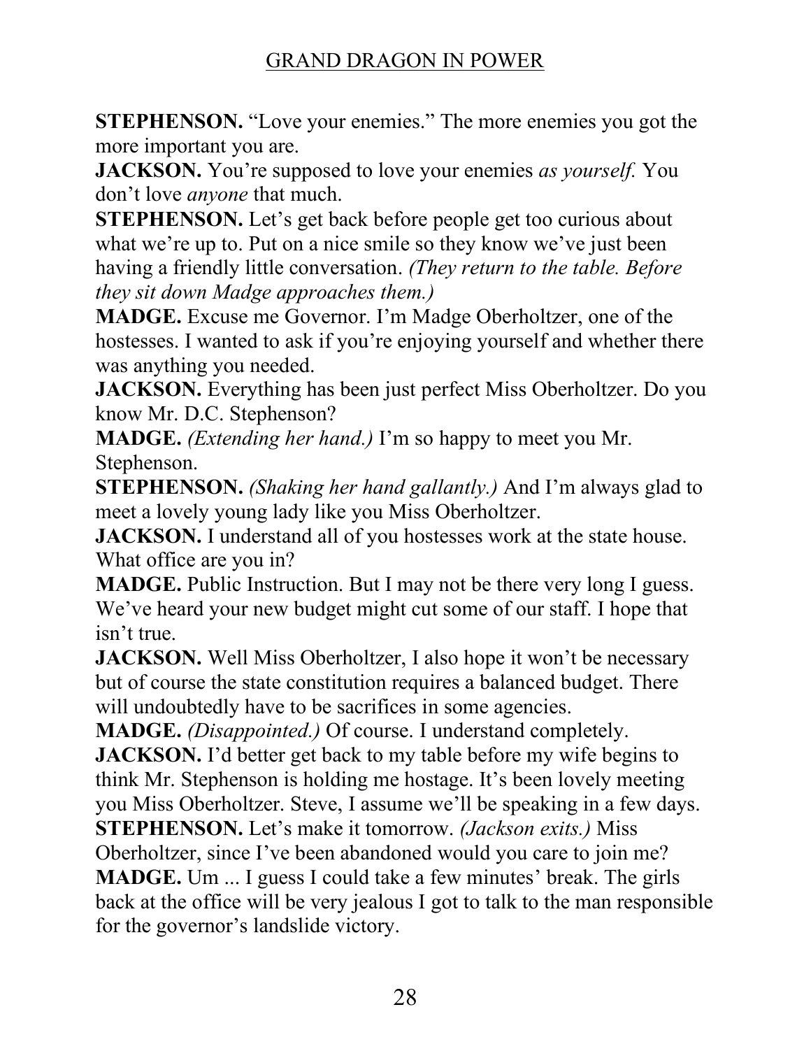**STEPHENSON.** “Love your enemies.” The more enemies you got the more important you are.

**JACKSON.** You’re supposed to love your enemies *as yourself.* You don’t love *anyone* that much.

**STEPHENSON.** Let’s get back before people get too curious about what we’re up to. Put on a nice smile so they know we’ve just been having a friendly little conversation. *(They return to the table. Before they sit down Madge approaches them.)*

**MADGE.** Excuse me Governor. I’m Madge Oberholtzer, one of the hostesses. I wanted to ask if you’re enjoying yourself and whether there was anything you needed.

**JACKSON.** Everything has been just perfect Miss Oberholtzer. Do you know Mr. D.C. Stephenson?

**MADGE.** *(Extending her hand.)* I’m so happy to meet you Mr. Stephenson.

**STEPHENSON.** *(Shaking her hand gallantly.)* And I’m always glad to meet a lovely young lady like you Miss Oberholtzer.

**JACKSON.** I understand all of you hostesses work at the state house. What office are you in?

**MADGE.** Public Instruction. But I may not be there very long I guess. We’ve heard your new budget might cut some of our staff. I hope that isn’t true.

**JACKSON.** Well Miss Oberholtzer, I also hope it won’t be necessary but of course the state constitution requires a balanced budget. There will undoubtedly have to be sacrifices in some agencies.

**MADGE.** *(Disappointed.)* Of course. I understand completely.

**JACKSON.** I’d better get back to my table before my wife begins to think Mr. Stephenson is holding me hostage. It’s been lovely meeting you Miss Oberholtzer. Steve, I assume we’ll be speaking in a few days.

**STEPHENSON.** Let’s make it tomorrow. *(Jackson exits.)* Miss Oberholtzer, since I’ve been abandoned would you care to join me?

**MADGE.** Um ... I guess I could take a few minutes’ break. The girls back at the office will be very jealous I got to talk to the man responsible for the governor’s landslide victory.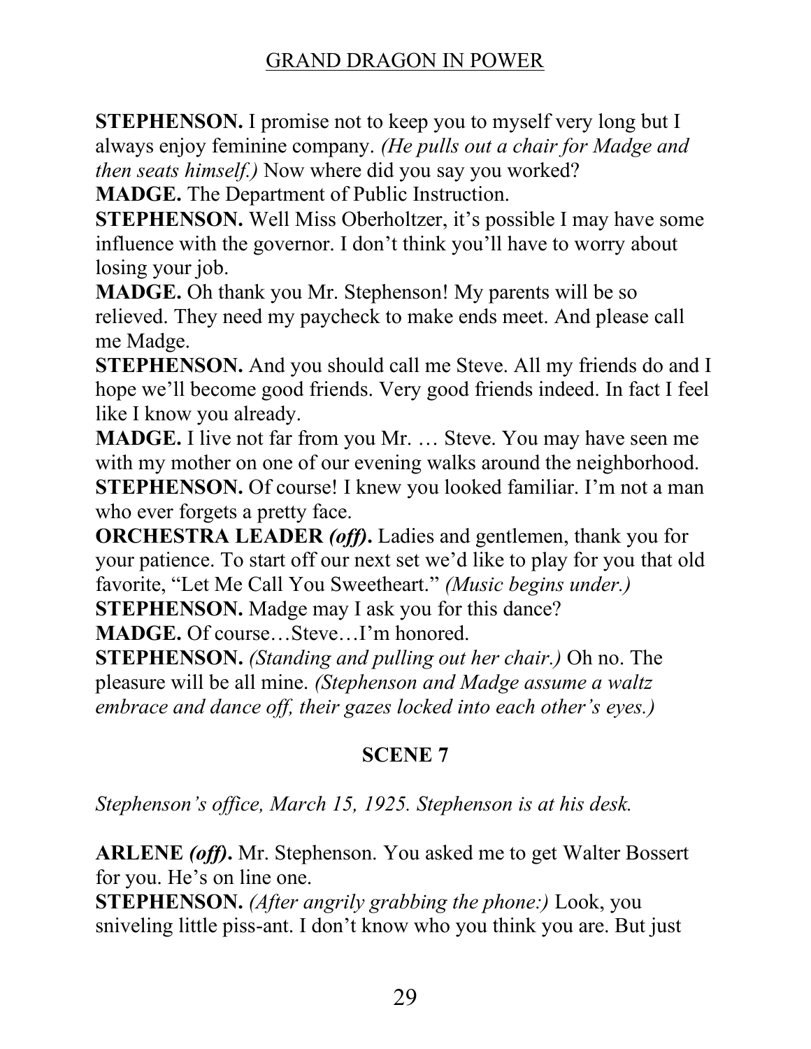**STEPHENSON.** I promise not to keep you to myself very long but I always enjoy feminine company. *(He pulls out a chair for Madge and then seats himself.)* Now where did you say you worked?

**MADGE.** The Department of Public Instruction.

**STEPHENSON.** Well Miss Oberholtzer, it's possible I may have some influence with the governor. I don't think you'll have to worry about losing your job.

**MADGE.** Oh thank you Mr. Stephenson! My parents will be so relieved. They need my paycheck to make ends meet. And please call me Madge.

**STEPHENSON.** And you should call me Steve. All my friends do and I hope we'll become good friends. Very good friends indeed. In fact I feel like I know you already.

**MADGE.** I live not far from you Mr. … Steve. You may have seen me with my mother on one of our evening walks around the neighborhood.

**STEPHENSON.** Of course! I knew you looked familiar. I'm not a man who ever forgets a pretty face.

**ORCHESTRA LEADER *(off)*.** Ladies and gentlemen, thank you for your patience. To start off our next set we'd like to play for you that old favorite, "Let Me Call You Sweetheart." *(Music begins under.)*

**STEPHENSON.** Madge may I ask you for this dance?

**MADGE.** Of course…Steve…I'm honored.

**STEPHENSON.** *(Standing and pulling out her chair.)* Oh no. The pleasure will be all mine. *(Stephenson and Madge assume a waltz embrace and dance off, their gazes locked into each other's eyes.)*

## SCENE 7

*Stephenson's office, March 15, 1925. Stephenson is at his desk.*

**ARLENE *(off)*.** Mr. Stephenson. You asked me to get Walter Bossert for you. He's on line one.

**STEPHENSON.** *(After angrily grabbing the phone:)* Look, you sniveling little piss-ant. I don't know who you think you are. But just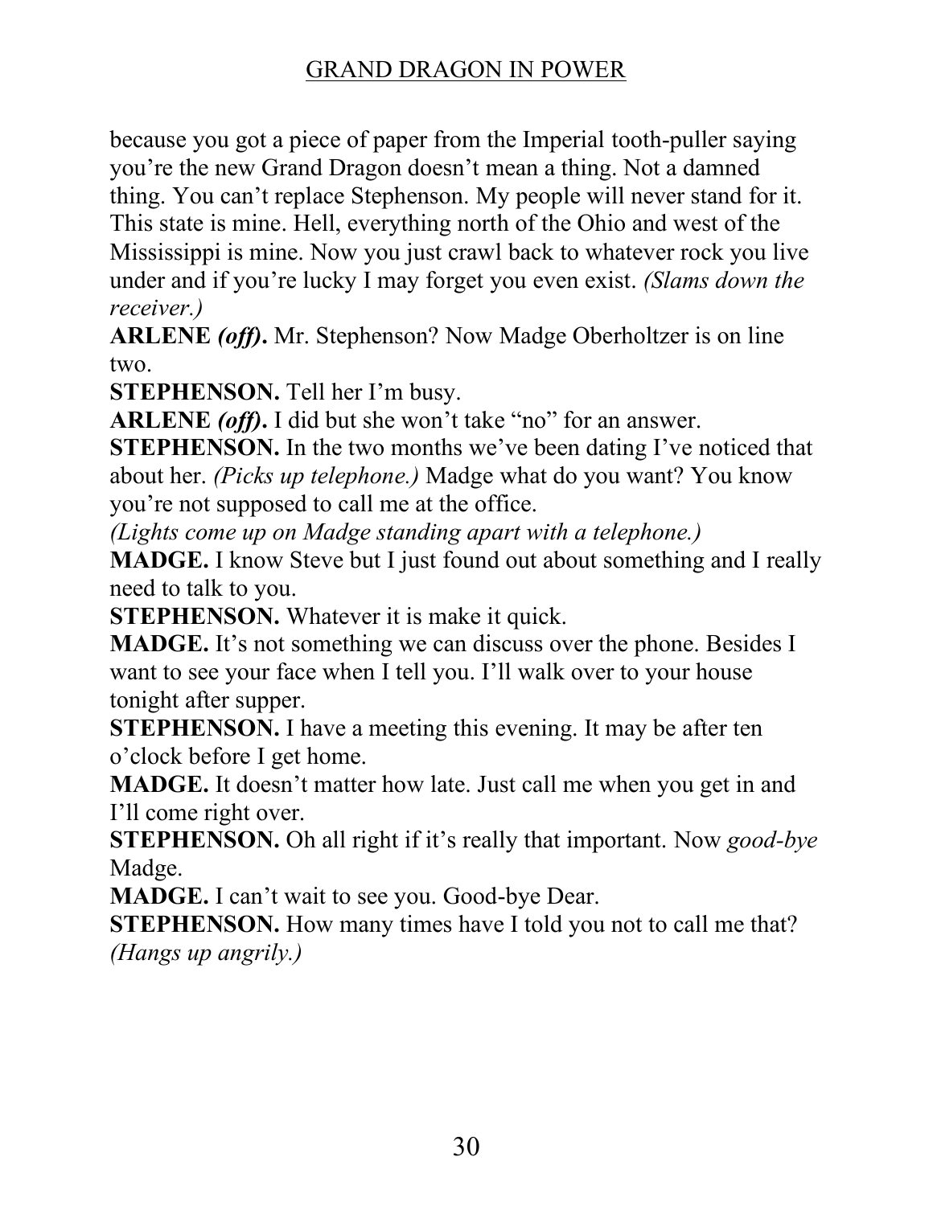because you got a piece of paper from the Imperial tooth-puller saying you're the new Grand Dragon doesn't mean a thing. Not a damned thing. You can't replace Stephenson. My people will never stand for it. This state is mine. Hell, everything north of the Ohio and west of the Mississippi is mine. Now you just crawl back to whatever rock you live under and if you're lucky I may forget you even exist. *(Slams down the receiver.)*

**ARLENE *(off)*.** Mr. Stephenson? Now Madge Oberholtzer is on line two.

**STEPHENSON.** Tell her I'm busy.

**ARLENE *(off)*.** I did but she won't take "no" for an answer.

**STEPHENSON.** In the two months we've been dating I've noticed that about her. *(Picks up telephone.)* Madge what do you want? You know you're not supposed to call me at the office.

*(Lights come up on Madge standing apart with a telephone.)*

**MADGE.** I know Steve but I just found out about something and I really need to talk to you.

**STEPHENSON.** Whatever it is make it quick.

**MADGE.** It's not something we can discuss over the phone. Besides I want to see your face when I tell you. I'll walk over to your house tonight after supper.

**STEPHENSON.** I have a meeting this evening. It may be after ten o'clock before I get home.

**MADGE.** It doesn't matter how late. Just call me when you get in and I'll come right over.

**STEPHENSON.** Oh all right if it's really that important. Now *good-bye* Madge.

**MADGE.** I can't wait to see you. Good-bye Dear.

**STEPHENSON.** How many times have I told you not to call me that? *(Hangs up angrily.)*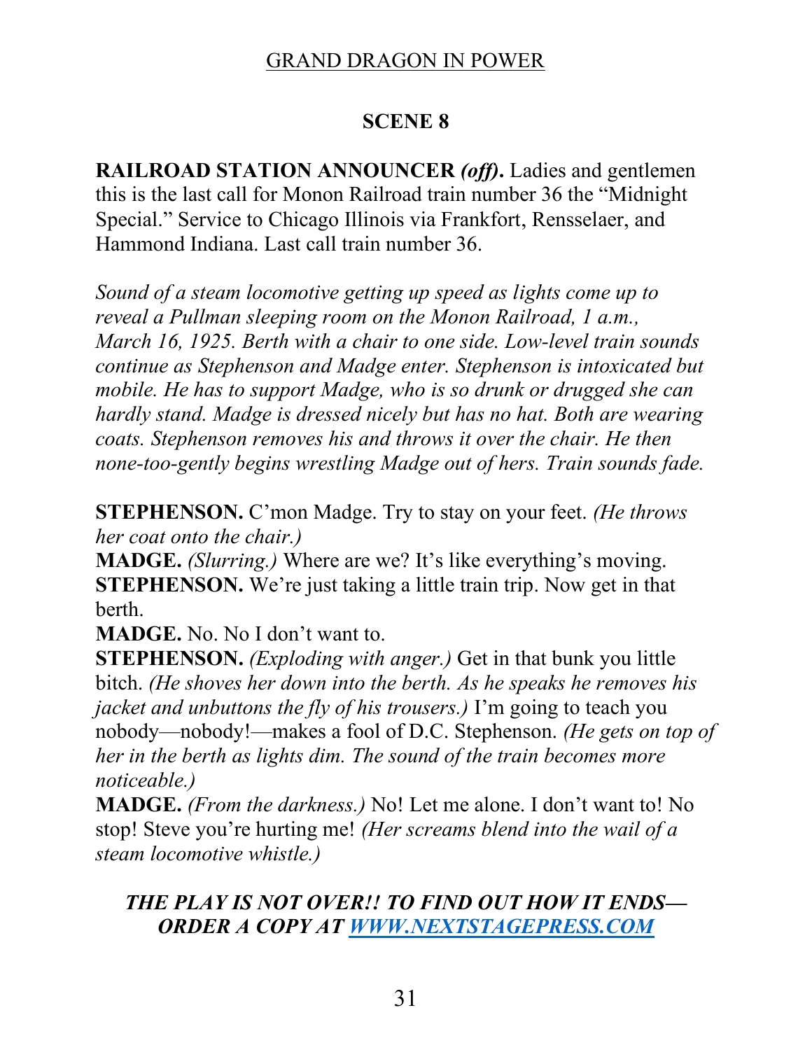## SCENE 8

**RAILROAD STATION ANNOUNCER** ***(off)*****.** Ladies and gentlemen this is the last call for Monon Railroad train number 36 the "Midnight Special." Service to Chicago Illinois via Frankfort, Rensselaer, and Hammond Indiana. Last call train number 36.

*Sound of a steam locomotive getting up speed as lights come up to reveal a Pullman sleeping room on the Monon Railroad, 1 a.m., March 16, 1925. Berth with a chair to one side. Low-level train sounds continue as Stephenson and Madge enter. Stephenson is intoxicated but mobile. He has to support Madge, who is so drunk or drugged she can hardly stand. Madge is dressed nicely but has no hat. Both are wearing coats. Stephenson removes his and throws it over the chair. He then none-too-gently begins wrestling Madge out of hers. Train sounds fade.*

**STEPHENSON.** C'mon Madge. Try to stay on your feet. *(He throws her coat onto the chair.)*
**MADGE.** *(Slurring.)* Where are we? It's like everything's moving.
**STEPHENSON.** We're just taking a little train trip. Now get in that berth.
**MADGE.** No. No I don't want to.
**STEPHENSON.** *(Exploding with anger.)* Get in that bunk you little bitch. *(He shoves her down into the berth. As he speaks he removes his jacket and unbuttons the fly of his trousers.)* I'm going to teach you nobody—nobody!—makes a fool of D.C. Stephenson. *(He gets on top of her in the berth as lights dim. The sound of the train becomes more noticeable.)*
**MADGE.** *(From the darkness.)* No! Let me alone. I don't want to! No stop! Steve you're hurting me! *(Her screams blend into the wail of a steam locomotive whistle.)*

***THE PLAY IS NOT OVER!! TO FIND OUT HOW IT ENDS—ORDER A COPY AT [WWW.NEXTSTAGEPRESS.COM](http://WWW.NEXTSTAGEPRESS.COM)***